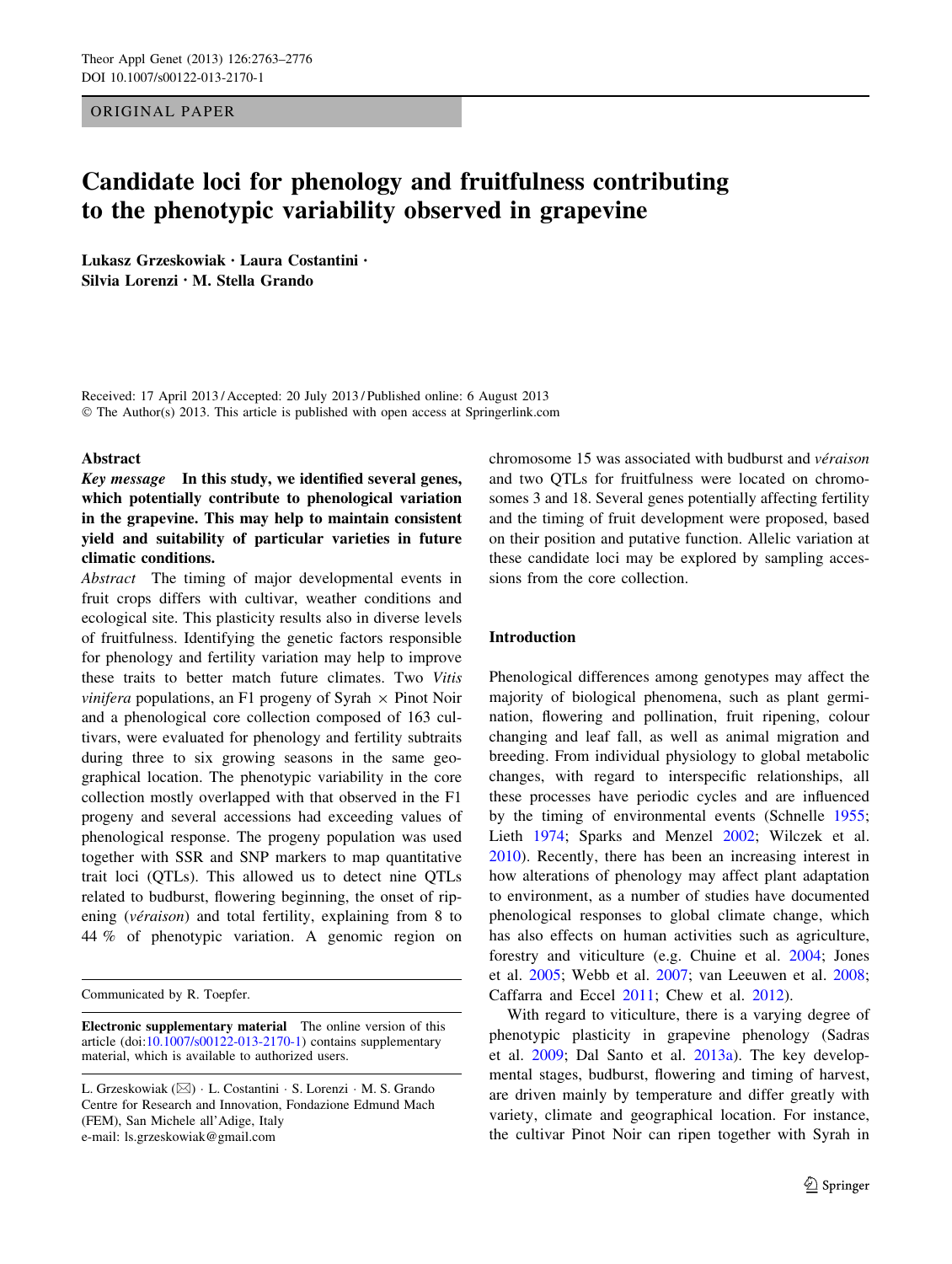ORIGINAL PAPER

# Candidate loci for phenology and fruitfulness contributing to the phenotypic variability observed in grapevine

**Lukasz Grzeskowiak · Laura Costantini · Silvia Lorenzi · M. Stella Grando**

Received: 17 April 2013 / Accepted: 20 July 2013 / Published online: 6 August 2013
© The Author(s) 2013. This article is published with open access at Springerlink.com

## Abstract

***Key message*** **In this study, we identified several genes, which potentially contribute to phenological variation in the grapevine. This may help to maintain consistent yield and suitability of particular varieties in future climatic conditions.**

*Abstract* The timing of major developmental events in fruit crops differs with cultivar, weather conditions and ecological site. This plasticity results also in diverse levels of fruitfulness. Identifying the genetic factors responsible for phenology and fertility variation may help to improve these traits to better match future climates. Two *Vitis vinifera* populations, an F1 progeny of Syrah × Pinot Noir and a phenological core collection composed of 163 cultivars, were evaluated for phenology and fertility subtraits during three to six growing seasons in the same geographical location. The phenotypic variability in the core collection mostly overlapped with that observed in the F1 progeny and several accessions had exceeding values of phenological response. The progeny population was used together with SSR and SNP markers to map quantitative trait loci (QTLs). This allowed us to detect nine QTLs related to budburst, flowering beginning, the onset of ripening (*véraison*) and total fertility, explaining from 8 to 44 % of phenotypic variation. A genomic region on chromosome 15 was associated with budburst and *véraison* and two QTLs for fruitfulness were located on chromosomes 3 and 18. Several genes potentially affecting fertility and the timing of fruit development were proposed, based on their position and putative function. Allelic variation at these candidate loci may be explored by sampling accessions from the core collection.

Communicated by R. Toepfer.

**Electronic supplementary material** The online version of this article (doi:10.1007/s00122-013-2170-1) contains supplementary material, which is available to authorized users.

L. Grzeskowiak (✉) · L. Costantini · S. Lorenzi · M. S. Grando
Centre for Research and Innovation, Fondazione Edmund Mach (FEM), San Michele all'Adige, Italy
e-mail: ls.grzeskowiak@gmail.com

## Introduction

Phenological differences among genotypes may affect the majority of biological phenomena, such as plant germination, flowering and pollination, fruit ripening, colour changing and leaf fall, as well as animal migration and breeding. From individual physiology to global metabolic changes, with regard to interspecific relationships, all these processes have periodic cycles and are influenced by the timing of environmental events (Schnelle 1955; Lieth 1974; Sparks and Menzel 2002; Wilczek et al. 2010). Recently, there has been an increasing interest in how alterations of phenology may affect plant adaptation to environment, as a number of studies have documented phenological responses to global climate change, which has also effects on human activities such as agriculture, forestry and viticulture (e.g. Chuine et al. 2004; Jones et al. 2005; Webb et al. 2007; van Leeuwen et al. 2008; Caffarra and Eccel 2011; Chew et al. 2012).

With regard to viticulture, there is a varying degree of phenotypic plasticity in grapevine phenology (Sadras et al. 2009; Dal Santo et al. 2013a). The key developmental stages, budburst, flowering and timing of harvest, are driven mainly by temperature and differ greatly with variety, climate and geographical location. For instance, the cultivar Pinot Noir can ripen together with Syrah in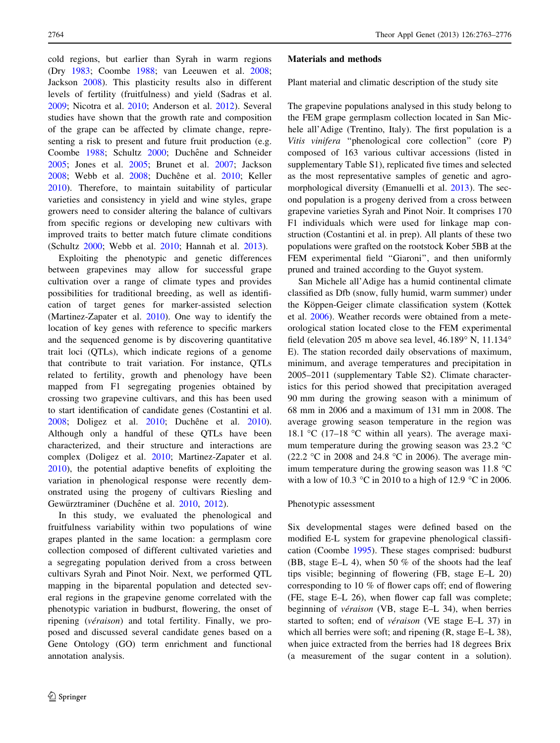cold regions, but earlier than Syrah in warm regions (Dry 1983; Coombe 1988; van Leeuwen et al. 2008; Jackson 2008). This plasticity results also in different levels of fertility (fruitfulness) and yield (Sadras et al. 2009; Nicotra et al. 2010; Anderson et al. 2012). Several studies have shown that the growth rate and composition of the grape can be affected by climate change, representing a risk to present and future fruit production (e.g. Coombe 1988; Schultz 2000; Duchêne and Schneider 2005; Jones et al. 2005; Brunet et al. 2007; Jackson 2008; Webb et al. 2008; Duchêne et al. 2010; Keller 2010). Therefore, to maintain suitability of particular varieties and consistency in yield and wine styles, grape growers need to consider altering the balance of cultivars from specific regions or developing new cultivars with improved traits to better match future climate conditions (Schultz 2000; Webb et al. 2010; Hannah et al. 2013).

Exploiting the phenotypic and genetic differences between grapevines may allow for successful grape cultivation over a range of climate types and provides possibilities for traditional breeding, as well as identification of target genes for marker-assisted selection (Martinez-Zapater et al. 2010). One way to identify the location of key genes with reference to specific markers and the sequenced genome is by discovering quantitative trait loci (QTLs), which indicate regions of a genome that contribute to trait variation. For instance, QTLs related to fertility, growth and phenology have been mapped from F1 segregating progenies obtained by crossing two grapevine cultivars, and this has been used to start identification of candidate genes (Costantini et al. 2008; Doligez et al. 2010; Duchêne et al. 2010). Although only a handful of these QTLs have been characterized, and their structure and interactions are complex (Doligez et al. 2010; Martinez-Zapater et al. 2010), the potential adaptive benefits of exploiting the variation in phenological response were recently demonstrated using the progeny of cultivars Riesling and Gewürztraminer (Duchêne et al. 2010, 2012).

In this study, we evaluated the phenological and fruitfulness variability within two populations of wine grapes planted in the same location: a germplasm core collection composed of different cultivated varieties and a segregating population derived from a cross between cultivars Syrah and Pinot Noir. Next, we performed QTL mapping in the biparental population and detected several regions in the grapevine genome correlated with the phenotypic variation in budburst, flowering, the onset of ripening (*véraison*) and total fertility. Finally, we proposed and discussed several candidate genes based on a Gene Ontology (GO) term enrichment and functional annotation analysis.

## Materials and methods

### Plant material and climatic description of the study site

The grapevine populations analysed in this study belong to the FEM grape germplasm collection located in San Michele all'Adige (Trentino, Italy). The first population is a *Vitis vinifera* "phenological core collection" (core P) composed of 163 various cultivar accessions (listed in supplementary Table S1), replicated five times and selected as the most representative samples of genetic and agro-morphological diversity (Emanuelli et al. 2013). The second population is a progeny derived from a cross between grapevine varieties Syrah and Pinot Noir. It comprises 170 F1 individuals which were used for linkage map construction (Costantini et al. in prep). All plants of these two populations were grafted on the rootstock Kober 5BB at the FEM experimental field "Giaroni", and then uniformly pruned and trained according to the Guyot system.

San Michele all'Adige has a humid continental climate classified as Dfb (snow, fully humid, warm summer) under the Köppen-Geiger climate classification system (Kottek et al. 2006). Weather records were obtained from a meteorological station located close to the FEM experimental field (elevation 205 m above sea level, 46.189° N, 11.134° E). The station recorded daily observations of maximum, minimum, and average temperatures and precipitation in 2005–2011 (supplementary Table S2). Climate characteristics for this period showed that precipitation averaged 90 mm during the growing season with a minimum of 68 mm in 2006 and a maximum of 131 mm in 2008. The average growing season temperature in the region was 18.1 °C (17–18 °C within all years). The average maximum temperature during the growing season was 23.2 °C (22.2 °C in 2008 and 24.8 °C in 2006). The average minimum temperature during the growing season was 11.8 °C with a low of 10.3 °C in 2010 to a high of 12.9 °C in 2006.

### Phenotypic assessment

Six developmental stages were defined based on the modified E-L system for grapevine phenological classification (Coombe 1995). These stages comprised: budburst (BB, stage E–L 4), when 50 % of the shoots had the leaf tips visible; beginning of flowering (FB, stage E–L 20) corresponding to 10 % of flower caps off; end of flowering (FE, stage E–L 26), when flower cap fall was complete; beginning of *véraison* (VB, stage E–L 34), when berries started to soften; end of *véraison* (VE stage E–L 37) in which all berries were soft; and ripening (R, stage E–L 38), when juice extracted from the berries had 18 degrees Brix (a measurement of the sugar content in a solution).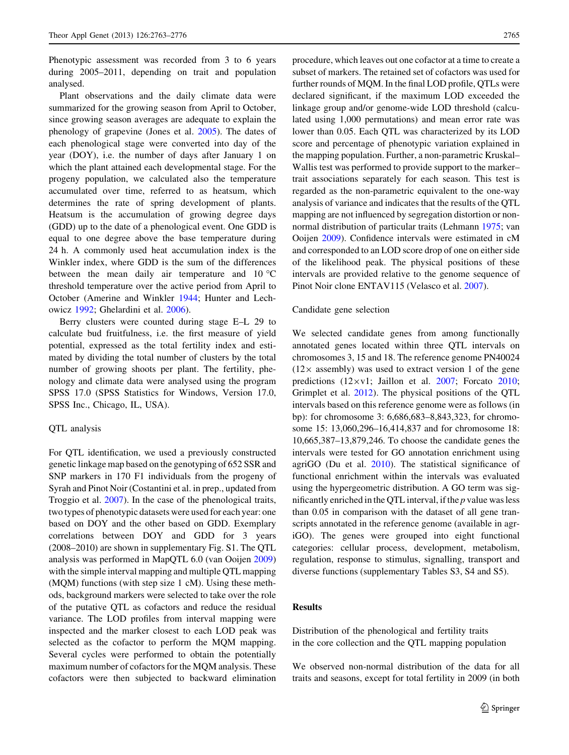Phenotypic assessment was recorded from 3 to 6 years during 2005–2011, depending on trait and population analysed.

Plant observations and the daily climate data were summarized for the growing season from April to October, since growing season averages are adequate to explain the phenology of grapevine (Jones et al. 2005). The dates of each phenological stage were converted into day of the year (DOY), i.e. the number of days after January 1 on which the plant attained each developmental stage. For the progeny population, we calculated also the temperature accumulated over time, referred to as heatsum, which determines the rate of spring development of plants. Heatsum is the accumulation of growing degree days (GDD) up to the date of a phenological event. One GDD is equal to one degree above the base temperature during 24 h. A commonly used heat accumulation index is the Winkler index, where GDD is the sum of the differences between the mean daily air temperature and 10 °C threshold temperature over the active period from April to October (Amerine and Winkler 1944; Hunter and Lechowicz 1992; Ghelardini et al. 2006).

Berry clusters were counted during stage E–L 29 to calculate bud fruitfulness, i.e. the first measure of yield potential, expressed as the total fertility index and estimated by dividing the total number of clusters by the total number of growing shoots per plant. The fertility, phenology and climate data were analysed using the program SPSS 17.0 (SPSS Statistics for Windows, Version 17.0, SPSS Inc., Chicago, IL, USA).

### QTL analysis

For QTL identification, we used a previously constructed genetic linkage map based on the genotyping of 652 SSR and SNP markers in 170 F1 individuals from the progeny of Syrah and Pinot Noir (Costantini et al. in prep., updated from Troggio et al. 2007). In the case of the phenological traits, two types of phenotypic datasets were used for each year: one based on DOY and the other based on GDD. Exemplary correlations between DOY and GDD for 3 years (2008–2010) are shown in supplementary Fig. S1. The QTL analysis was performed in MapQTL 6.0 (van Ooijen 2009) with the simple interval mapping and multiple QTL mapping (MQM) functions (with step size 1 cM). Using these methods, background markers were selected to take over the role of the putative QTL as cofactors and reduce the residual variance. The LOD profiles from interval mapping were inspected and the marker closest to each LOD peak was selected as the cofactor to perform the MQM mapping. Several cycles were performed to obtain the potentially maximum number of cofactors for the MQM analysis. These cofactors were then subjected to backward elimination procedure, which leaves out one cofactor at a time to create a subset of markers. The retained set of cofactors was used for further rounds of MQM. In the final LOD profile, QTLs were declared significant, if the maximum LOD exceeded the linkage group and/or genome-wide LOD threshold (calculated using 1,000 permutations) and mean error rate was lower than 0.05. Each QTL was characterized by its LOD score and percentage of phenotypic variation explained in the mapping population. Further, a non-parametric Kruskal–Wallis test was performed to provide support to the marker–trait associations separately for each season. This test is regarded as the non-parametric equivalent to the one-way analysis of variance and indicates that the results of the QTL mapping are not influenced by segregation distortion or non-normal distribution of particular traits (Lehmann 1975; van Ooijen 2009). Confidence intervals were estimated in cM and corresponded to an LOD score drop of one on either side of the likelihood peak. The physical positions of these intervals are provided relative to the genome sequence of Pinot Noir clone ENTAV115 (Velasco et al. 2007).

### Candidate gene selection

We selected candidate genes from among functionally annotated genes located within three QTL intervals on chromosomes 3, 15 and 18. The reference genome PN40024 (12× assembly) was used to extract version 1 of the gene predictions (12×v1; Jaillon et al. 2007; Forcato 2010; Grimplet et al. 2012). The physical positions of the QTL intervals based on this reference genome were as follows (in bp): for chromosome 3: 6,686,683–8,843,323, for chromosome 15: 13,060,296–16,414,837 and for chromosome 18: 10,665,387–13,879,246. To choose the candidate genes the intervals were tested for GO annotation enrichment using agriGO (Du et al. 2010). The statistical significance of functional enrichment within the intervals was evaluated using the hypergeometric distribution. A GO term was significantly enriched in the QTL interval, if the $p$ value was less than 0.05 in comparison with the dataset of all gene transcripts annotated in the reference genome (available in agriGO). The genes were grouped into eight functional categories: cellular process, development, metabolism, regulation, response to stimulus, signalling, transport and diverse functions (supplementary Tables S3, S4 and S5).

## Results

### Distribution of the phenological and fertility traits in the core collection and the QTL mapping population

We observed non-normal distribution of the data for all traits and seasons, except for total fertility in 2009 (in both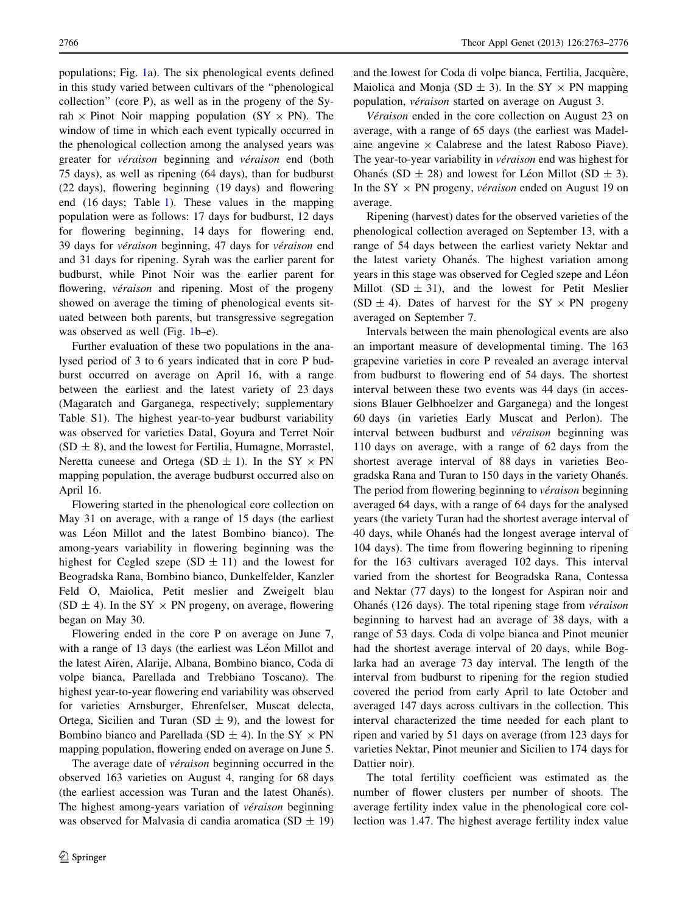populations; Fig. 1a). The six phenological events defined in this study varied between cultivars of the "phenological collection" (core P), as well as in the progeny of the Syrah × Pinot Noir mapping population (SY × PN). The window of time in which each event typically occurred in the phenological collection among the analysed years was greater for *véraison* beginning and *véraison* end (both 75 days), as well as ripening (64 days), than for budburst (22 days), flowering beginning (19 days) and flowering end (16 days; Table 1). These values in the mapping population were as follows: 17 days for budburst, 12 days for flowering beginning, 14 days for flowering end, 39 days for *véraison* beginning, 47 days for *véraison* end and 31 days for ripening. Syrah was the earlier parent for budburst, while Pinot Noir was the earlier parent for flowering, *véraison* and ripening. Most of the progeny showed on average the timing of phenological events situated between both parents, but transgressive segregation was observed as well (Fig. 1b–e).

Further evaluation of these two populations in the analysed period of 3 to 6 years indicated that in core P budburst occurred on average on April 16, with a range between the earliest and the latest variety of 23 days (Magaratch and Garganega, respectively; supplementary Table S1). The highest year-to-year budburst variability was observed for varieties Datal, Goyura and Terret Noir (SD ± 8), and the lowest for Fertilia, Humagne, Morrastel, Neretta cuneese and Ortega (SD ± 1). In the SY × PN mapping population, the average budburst occurred also on April 16.

Flowering started in the phenological core collection on May 31 on average, with a range of 15 days (the earliest was Léon Millot and the latest Bombino bianco). The among-years variability in flowering beginning was the highest for Cegled szepe (SD ± 11) and the lowest for Beogradska Rana, Bombino bianco, Dunkelfelder, Kanzler Feld O, Maiolica, Petit meslier and Zweigelt blau (SD ± 4). In the SY × PN progeny, on average, flowering began on May 30.

Flowering ended in the core P on average on June 7, with a range of 13 days (the earliest was Léon Millot and the latest Airen, Alarije, Albana, Bombino bianco, Coda di volpe bianca, Parellada and Trebbiano Toscano). The highest year-to-year flowering end variability was observed for varieties Arnsburger, Ehrenfelser, Muscat delecta, Ortega, Sicilien and Turan (SD ± 9), and the lowest for Bombino bianco and Parellada (SD ± 4). In the SY × PN mapping population, flowering ended on average on June 5.

The average date of *véraison* beginning occurred in the observed 163 varieties on August 4, ranging for 68 days (the earliest accession was Turan and the latest Ohanés). The highest among-years variation of *véraison* beginning was observed for Malvasia di candia aromatica (SD ± 19) and the lowest for Coda di volpe bianca, Fertilia, Jacquère, Maiolica and Monja (SD ± 3). In the SY × PN mapping population, *véraison* started on average on August 3.

*Véraison* ended in the core collection on August 23 on average, with a range of 65 days (the earliest was Madelaine angevine × Calabrese and the latest Raboso Piave). The year-to-year variability in *véraison* end was highest for Ohanés (SD ± 28) and lowest for Léon Millot (SD ± 3). In the SY × PN progeny, *véraison* ended on August 19 on average.

Ripening (harvest) dates for the observed varieties of the phenological collection averaged on September 13, with a range of 54 days between the earliest variety Nektar and the latest variety Ohanés. The highest variation among years in this stage was observed for Cegled szepe and Léon Millot (SD ± 31), and the lowest for Petit Meslier (SD ± 4). Dates of harvest for the SY × PN progeny averaged on September 7.

Intervals between the main phenological events are also an important measure of developmental timing. The 163 grapevine varieties in core P revealed an average interval from budburst to flowering end of 54 days. The shortest interval between these two events was 44 days (in accessions Blauer Gelbhoelzer and Garganega) and the longest 60 days (in varieties Early Muscat and Perlon). The interval between budburst and *véraison* beginning was 110 days on average, with a range of 62 days from the shortest average interval of 88 days in varieties Beogradska Rana and Turan to 150 days in the variety Ohanés. The period from flowering beginning to *véraison* beginning averaged 64 days, with a range of 64 days for the analysed years (the variety Turan had the shortest average interval of 40 days, while Ohanés had the longest average interval of 104 days). The time from flowering beginning to ripening for the 163 cultivars averaged 102 days. This interval varied from the shortest for Beogradska Rana, Contessa and Nektar (77 days) to the longest for Aspiran noir and Ohanés (126 days). The total ripening stage from *véraison* beginning to harvest had an average of 38 days, with a range of 53 days. Coda di volpe bianca and Pinot meunier had the shortest average interval of 20 days, while Boglarka had an average 73 day interval. The length of the interval from budburst to ripening for the region studied covered the period from early April to late October and averaged 147 days across cultivars in the collection. This interval characterized the time needed for each plant to ripen and varied by 51 days on average (from 123 days for varieties Nektar, Pinot meunier and Sicilien to 174 days for Dattier noir).

The total fertility coefficient was estimated as the number of flower clusters per number of shoots. The average fertility index value in the phenological core collection was 1.47. The highest average fertility index value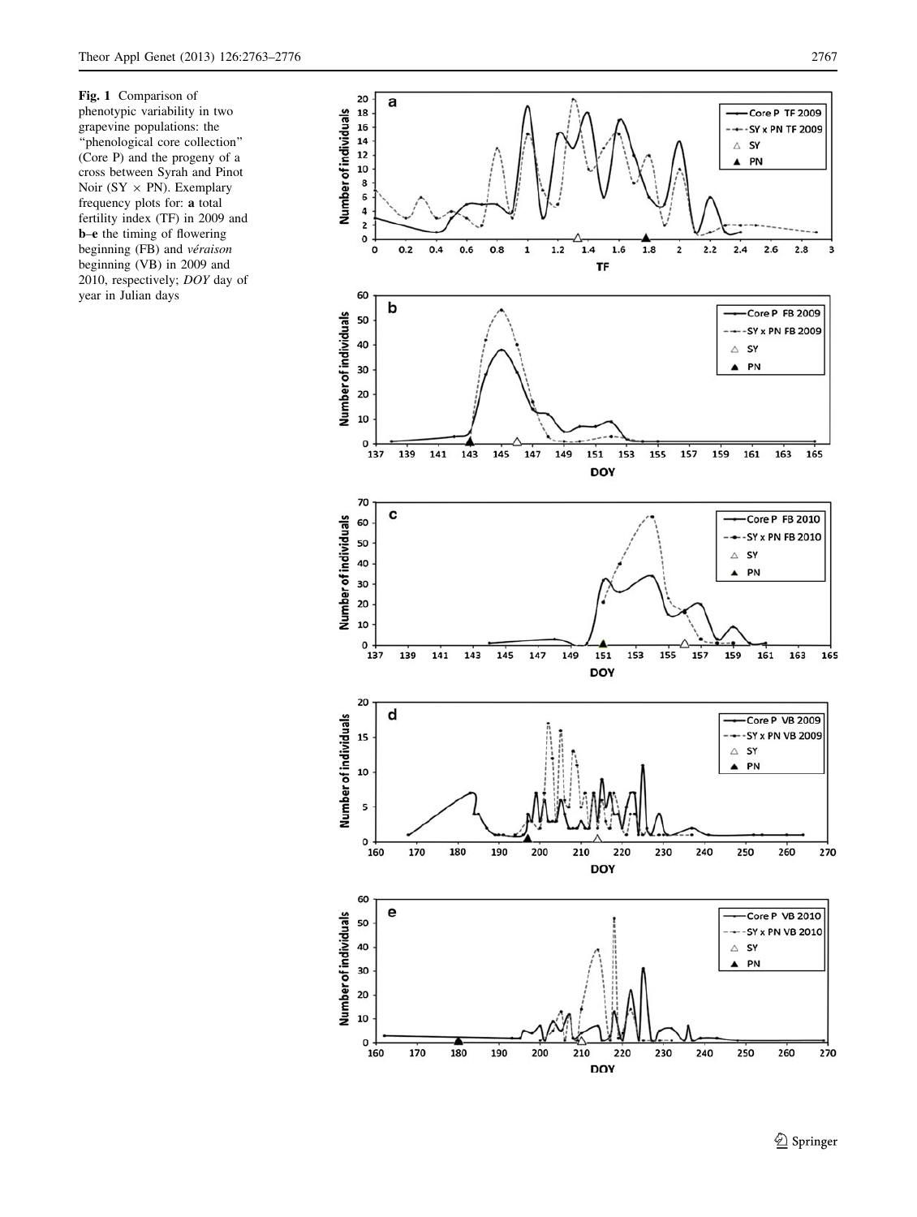**Fig. 1** Comparison of phenotypic variability in two grapevine populations: the "phenological core collection" (Core P) and the progeny of a cross between Syrah and Pinot Noir (SY × PN). Exemplary frequency plots for: **a** total fertility index (TF) in 2009 and **b–e** the timing of flowering beginning (FB) and *véraison* beginning (VB) in 2009 and 2010, respectively; *DOY* day of year in Julian days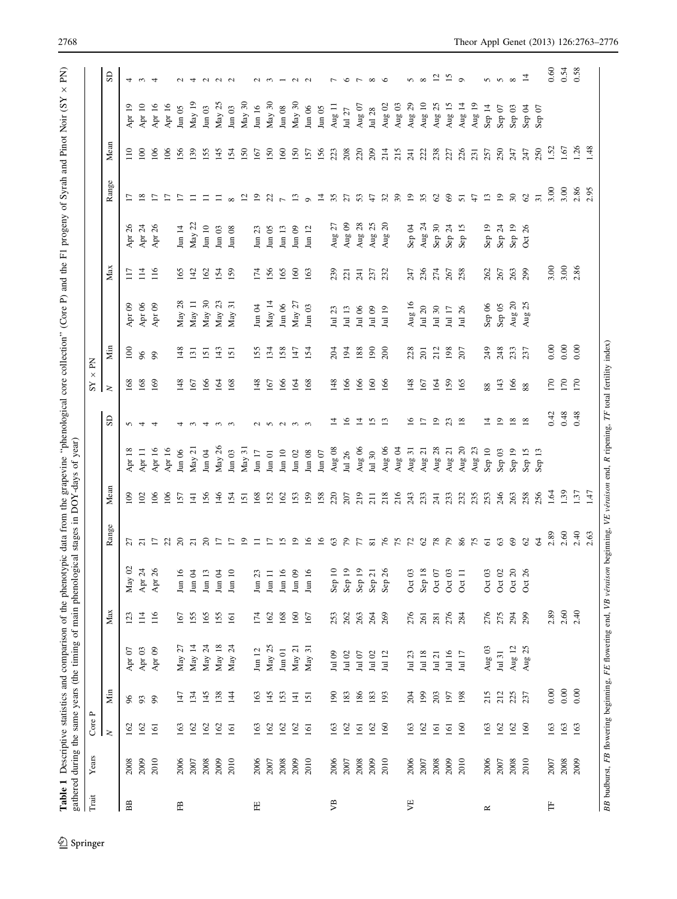**Table 1** Descriptive statistics and comparison of the phenotypic data from the grapevine "phenological core collection" (Core P) and the F1 progeny of Syrah and Pinot Noir (SY × PN) gathered during the same years (the timing of main phenological stages in DOY-days of year)

| Trait | Years | Core P | | | | | | | | | SY × PN | | | | | | | | |
|---|---|---|---|---|---|---|---|---|---|---|---|---|---|---|---|---|---|---|---|
| | | N | Min | | Max | | Range | Mean | | SD | N | Min | | Max | | Range | Mean | | SD |
| BB | 2008 | 162 | 96 | Apr 07 | 123 | May 02 | 27 | 109 | Apr 18 | 5 | 168 | 100 | Apr 09 | 117 | Apr 26 | 17 | 110 | Apr 19 | 4 |
| | 2009 | 162 | 93 | Apr 03 | 114 | Apr 24 | 21 | 102 | Apr 11 | 4 | 168 | 96 | Apr 06 | 114 | Apr 24 | 18 | 100 | Apr 10 | 3 |
| | 2010 | 161 | 99 | Apr 09 | 116 | Apr 26 | 17 | 106 | Apr 16 | 4 | 169 | 99 | Apr 09 | 116 | Apr 26 | 17 | 106 | Apr 16 | 4 |
| | | | | | | | 22 | 106 | Apr 16 | | | | | | | 17 | 106 | Apr 16 | |
| FB | 2006 | 163 | 147 | May 27 | 167 | Jun 16 | 20 | 157 | Jun 06 | 4 | 148 | 148 | May 28 | 165 | Jun 14 | 17 | 156 | Jun 05 | 2 |
| | 2007 | 162 | 134 | May 14 | 155 | Jun 04 | 21 | 141 | May 21 | 3 | 167 | 131 | May 11 | 142 | May 22 | 11 | 139 | May 19 | 4 |
| | 2008 | 162 | 145 | May 24 | 165 | Jun 13 | 20 | 156 | Jun 04 | 4 | 166 | 151 | May 30 | 162 | Jun 10 | 11 | 155 | Jun 03 | 2 |
| | 2009 | 162 | 138 | May 18 | 155 | Jun 04 | 17 | 146 | May 26 | 3 | 164 | 143 | May 23 | 154 | Jun 03 | 11 | 145 | May 25 | 2 |
| | 2010 | 161 | 144 | May 24 | 161 | Jun 10 | 17 | 154 | Jun 03 | 3 | 168 | 151 | May 31 | 159 | Jun 08 | 8 | 154 | Jun 03 | 2 |
| | | | | | | | 19 | 151 | May 31 | | | | | | | 12 | 150 | May 30 | |
| FE | 2006 | 163 | 163 | Jun 12 | 174 | Jun 23 | 11 | 168 | Jun 17 | 2 | 148 | 155 | Jun 04 | 174 | Jun 23 | 19 | 167 | Jun 16 | 2 |
| | 2007 | 162 | 145 | May 25 | 162 | Jun 11 | 17 | 152 | Jun 01 | 5 | 167 | 134 | May 14 | 156 | Jun 05 | 22 | 150 | May 30 | 3 |
| | 2008 | 162 | 153 | Jun 01 | 168 | Jun 16 | 15 | 162 | Jun 10 | 2 | 166 | 158 | Jun 06 | 165 | Jun 13 | 7 | 160 | Jun 08 | 1 |
| | 2009 | 162 | 141 | May 21 | 160 | Jun 09 | 19 | 153 | Jun 02 | 3 | 164 | 147 | May 27 | 160 | Jun 09 | 13 | 150 | May 30 | 2 |
| | 2010 | 161 | 151 | May 31 | 167 | Jun 16 | 16 | 159 | Jun 08 | 3 | 168 | 154 | Jun 03 | 163 | Jun 12 | 9 | 157 | Jun 06 | 2 |
| | | | | | | | 16 | 158 | Jun 07 | | | | | | | 14 | 156 | Jun 05 | |
| VB | 2006 | 163 | 190 | Jul 09 | 253 | Sep 10 | 63 | 220 | Aug 08 | 14 | 148 | 204 | Jul 23 | 239 | Aug 27 | 35 | 223 | Aug 11 | 7 |
| | 2007 | 162 | 183 | Jul 02 | 262 | Sep 19 | 79 | 207 | Jul 26 | 16 | 166 | 194 | Jul 13 | 221 | Aug 09 | 27 | 208 | Jul 27 | 6 |
| | 2008 | 161 | 186 | Jul 07 | 263 | Sep 19 | 77 | 219 | Aug 06 | 14 | 166 | 188 | Jul 06 | 241 | Aug 28 | 53 | 220 | Aug 07 | 7 |
| | 2009 | 162 | 183 | Jul 02 | 264 | Sep 21 | 81 | 211 | Jul 30 | 15 | 160 | 190 | Jul 09 | 237 | Aug 25 | 47 | 209 | Jul 28 | 8 |
| | 2010 | 160 | 193 | Jul 12 | 269 | Sep 26 | 76 | 218 | Aug 06 | 13 | 166 | 200 | Jul 19 | 232 | Aug 20 | 32 | 214 | Aug 02 | 6 |
| | | | | | | | 75 | 216 | Aug 04 | | | | | | | 39 | 215 | Aug 03 | |
| VE | 2006 | 163 | 204 | Jul 23 | 276 | Oct 03 | 72 | 243 | Aug 31 | 16 | 148 | 228 | Aug 16 | 247 | Sep 04 | 19 | 241 | Aug 29 | 5 |
| | 2007 | 162 | 199 | Jul 18 | 261 | Sep 18 | 62 | 233 | Aug 21 | 17 | 167 | 201 | Jul 20 | 236 | Aug 24 | 35 | 222 | Aug 10 | 8 |
| | 2008 | 161 | 203 | Jul 21 | 281 | Oct 07 | 78 | 241 | Aug 28 | 19 | 164 | 212 | Jul 30 | 274 | Sep 30 | 62 | 238 | Aug 25 | 12 |
| | 2009 | 161 | 197 | Jul 16 | 276 | Oct 03 | 79 | 233 | Aug 21 | 23 | 159 | 198 | Jul 17 | 267 | Sep 24 | 69 | 227 | Aug 15 | 15 |
| | 2010 | 160 | 198 | Jul 17 | 284 | Oct 11 | 86 | 232 | Aug 20 | 18 | 165 | 207 | Jul 26 | 258 | Sep 15 | 51 | 226 | Aug 14 | 9 |
| | | | | | | | 75 | 235 | Aug 23 | | | | | | | 47 | 231 | Aug 19 | |
| R | 2006 | 163 | 215 | Aug 03 | 276 | Oct 03 | 61 | 253 | Sep 10 | 14 | 88 | 249 | Sep 06 | 262 | Sep 19 | 13 | 257 | Sep 14 | 5 |
| | 2007 | 162 | 212 | Jul 31 | 275 | Oct 02 | 63 | 246 | Sep 03 | 19 | 143 | 248 | Sep 05 | 267 | Sep 24 | 19 | 250 | Sep 07 | 5 |
| | 2008 | 162 | 225 | Aug 12 | 294 | Oct 20 | 69 | 263 | Sep 19 | 18 | 166 | 233 | Aug 20 | 263 | Sep 19 | 30 | 247 | Sep 03 | 8 |
| | 2010 | 160 | 237 | Aug 25 | 299 | Oct 26 | 62 | 258 | Sep 15 | 18 | 88 | 237 | Aug 25 | 299 | Oct 26 | 62 | 247 | Sep 04 | 14 |
| | | | | | | | 64 | 256 | Sep 13 | | | | | | | 31 | 250 | Sep 07 | |
| TF | 2007 | 163 | 0.00 | | 2.89 | | 2.89 | 1.64 | | 0.42 | 170 | 0.00 | | 3.00 | | 3.00 | 1.52 | | 0.60 |
| | 2008 | 163 | 0.00 | | 2.60 | | 2.60 | 1.39 | | 0.48 | 170 | 0.00 | | 3.00 | | 3.00 | 1.67 | | 0.54 |
| | 2009 | 163 | 0.00 | | 2.40 | | 2.40 | 1.37 | | 0.48 | 170 | 0.00 | | 2.86 | | 2.86 | 1.26 | | 0.58 |
| | | | | | | | 2.63 | 1.47 | | | | | | | | 2.95 | 1.48 | | |

*BB* budburst, *FB* flowering beginning, *FE* flowering end, *VB* *véraison* beginning, *VE* *véraison* end, *R* ripening, *TF* total fertility index)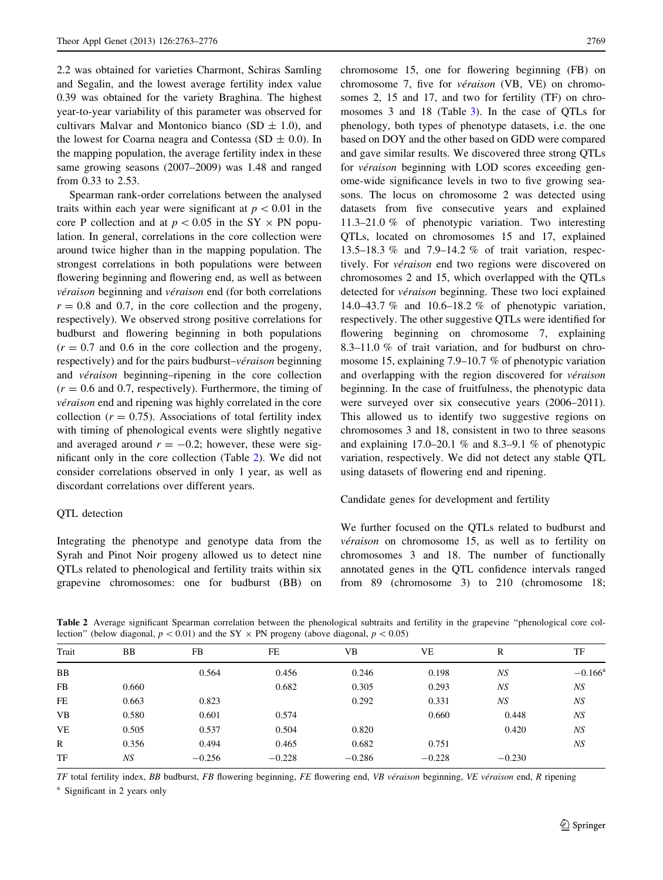2.2 was obtained for varieties Charmont, Schiras Samling and Segalin, and the lowest average fertility index value 0.39 was obtained for the variety Braghina. The highest year-to-year variability of this parameter was observed for cultivars Malvar and Montonico bianco (SD $\pm$ 1.0), and the lowest for Coarna neagra and Contessa (SD $\pm$ 0.0). In the mapping population, the average fertility index in these same growing seasons (2007–2009) was 1.48 and ranged from 0.33 to 2.53.

Spearman rank-order correlations between the analysed traits within each year were significant at $p < 0.01$ in the core P collection and at $p < 0.05$ in the SY $\times$ PN population. In general, correlations in the core collection were around twice higher than in the mapping population. The strongest correlations in both populations were between flowering beginning and flowering end, as well as between *véraison* beginning and *véraison* end (for both correlations $r = 0.8$ and 0.7, in the core collection and the progeny, respectively). We observed strong positive correlations for budburst and flowering beginning in both populations ($r = 0.7$ and 0.6 in the core collection and the progeny, respectively) and for the pairs budburst–*véraison* beginning and *véraison* beginning–ripening in the core collection ($r = 0.6$ and 0.7, respectively). Furthermore, the timing of *véraison* end and ripening was highly correlated in the core collection ($r = 0.75$). Associations of total fertility index with timing of phenological events were slightly negative and averaged around $r = -0.2$; however, these were significant only in the core collection (Table 2). We did not consider correlations observed in only 1 year, as well as discordant correlations over different years.

## QTL detection

Integrating the phenotype and genotype data from the Syrah and Pinot Noir progeny allowed us to detect nine QTLs related to phenological and fertility traits within six grapevine chromosomes: one for budburst (BB) on chromosome 15, one for flowering beginning (FB) on chromosome 7, five for *véraison* (VB, VE) on chromosomes 2, 15 and 17, and two for fertility (TF) on chromosomes 3 and 18 (Table 3). In the case of QTLs for phenology, both types of phenotype datasets, i.e. the one based on DOY and the other based on GDD were compared and gave similar results. We discovered three strong QTLs for *véraison* beginning with LOD scores exceeding genome-wide significance levels in two to five growing seasons. The locus on chromosome 2 was detected using datasets from five consecutive years and explained 11.3–21.0 % of phenotypic variation. Two interesting QTLs, located on chromosomes 15 and 17, explained 13.5–18.3 % and 7.9–14.2 % of trait variation, respectively. For *véraison* end two regions were discovered on chromosomes 2 and 15, which overlapped with the QTLs detected for *véraison* beginning. These two loci explained 14.0–43.7 % and 10.6–18.2 % of phenotypic variation, respectively. The other suggestive QTLs were identified for flowering beginning on chromosome 7, explaining 8.3–11.0 % of trait variation, and for budburst on chromosome 15, explaining 7.9–10.7 % of phenotypic variation and overlapping with the region discovered for *véraison* beginning. In the case of fruitfulness, the phenotypic data were surveyed over six consecutive years (2006–2011). This allowed us to identify two suggestive regions on chromosomes 3 and 18, consistent in two to three seasons and explaining 17.0–20.1 % and 8.3–9.1 % of phenotypic variation, respectively. We did not detect any stable QTL using datasets of flowering end and ripening.

## Candidate genes for development and fertility

We further focused on the QTLs related to budburst and *véraison* on chromosome 15, as well as to fertility on chromosomes 3 and 18. The number of functionally annotated genes in the QTL confidence intervals ranged from 89 (chromosome 3) to 210 (chromosome 18;

**Table 2** Average significant Spearman correlation between the phenological subtraits and fertility in the grapevine "phenological core collection" (below diagonal, $p < 0.01$) and the SY $\times$ PN progeny (above diagonal, $p < 0.05$)

| Trait | BB | FB | FE | VB | VE | R | TF |
|---|---|---|---|---|---|---|---|
| BB | | 0.564 | 0.456 | 0.246 | 0.198 | *NS* | −0.166[a] |
| FB | 0.660 | | 0.682 | 0.305 | 0.293 | *NS* | *NS* |
| FE | 0.663 | 0.823 | | 0.292 | 0.331 | *NS* | *NS* |
| VB | 0.580 | 0.601 | 0.574 | | 0.660 | 0.448 | *NS* |
| VE | 0.505 | 0.537 | 0.504 | 0.820 | | 0.420 | *NS* |
| R | 0.356 | 0.494 | 0.465 | 0.682 | 0.751 | | *NS* |
| TF | *NS* | −0.256 | −0.228 | −0.286 | −0.228 | −0.230 | |

*TF* total fertility index, *BB* budburst, *FB* flowering beginning, *FE* flowering end, *VB véraison* beginning, *VE véraison* end, *R* ripening

[a] Significant in 2 years only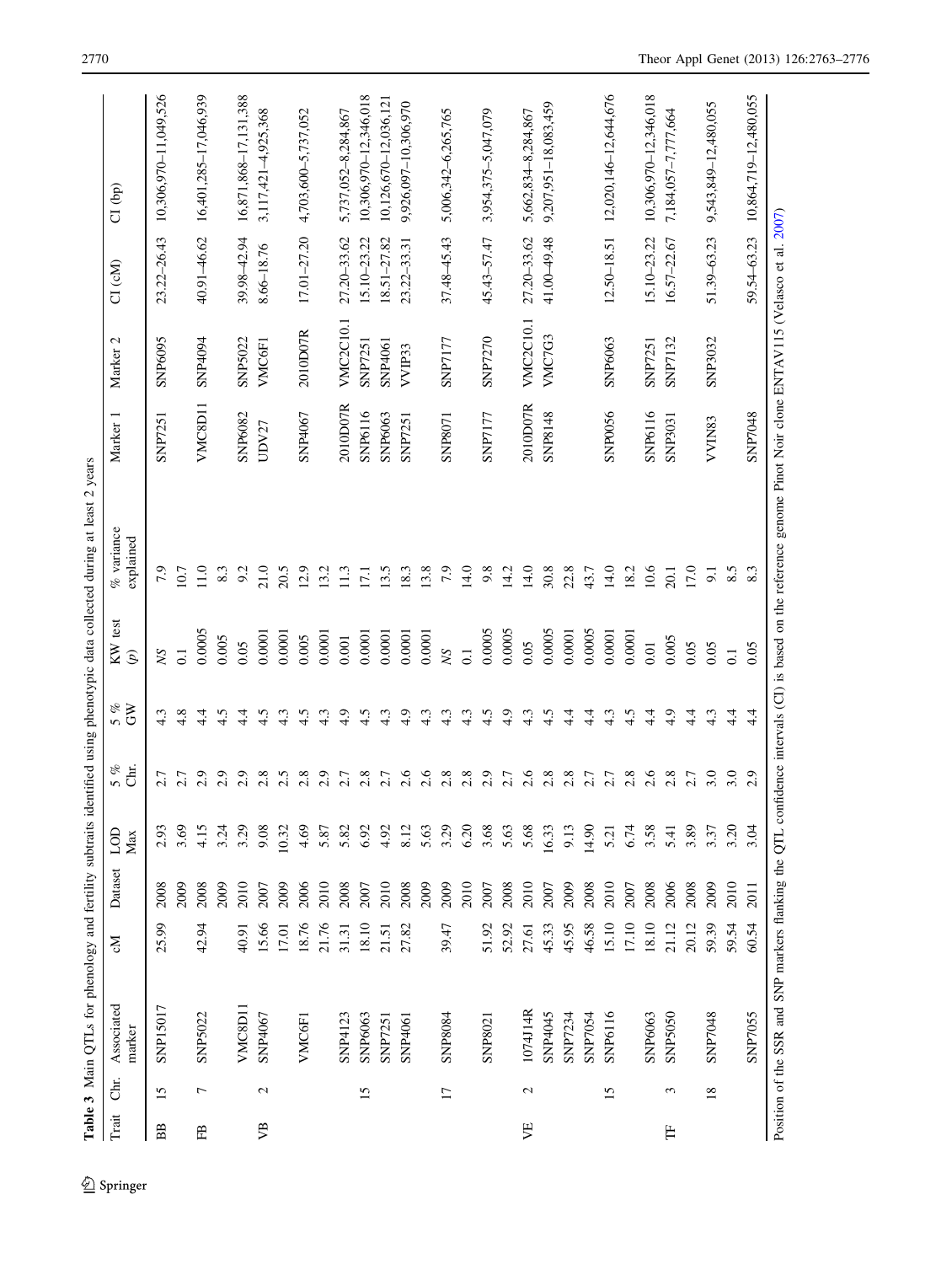**Table 3** Main QTLs for phenology and fertility subtraits identified using phenotypic data collected during at least 2 years

| Trait | Chr. | Associated marker | cM | Dataset | LOD Max | 5 % Chr. | 5 % GW | KW test (p) | % variance explained | Marker 1 | Marker 2 | CI (cM) | CI (bp) |
|---|---|---|---|---|---|---|---|---|---|---|---|---|---|
| BB | 15 | SNP15017 | 25.99 | 2008 | 2.93 | 2.7 | 4.3 | NS | 7.9 | SNP7251 | SNP6095 | 23.22–26.43 | 10,306,970–11,049,526 |
| | | | | 2009 | 3.69 | 2.7 | 4.8 | 0.1 | 10.7 | | | | |
| FB | 7 | SNP5022 | 42.94 | 2008 | 4.15 | 2.9 | 4.4 | 0.0005 | 11.0 | VMC8D11 | SNP4094 | 40.91–46.62 | 16,401,285–17,046,939 |
| | | | | 2009 | 3.24 | 2.9 | 4.5 | 0.005 | 8.3 | | | | |
| | | VMC8D11 | 40.91 | 2010 | 3.29 | 2.9 | 4.4 | 0.05 | 9.2 | SNP6082 | SNP5022 | 39.98–42.94 | 16,871,868–17,131,388 |
| VB | 2 | SNP4067 | 15.66 | 2007 | 9.08 | 2.8 | 4.5 | 0.0001 | 21.0 | UDV27 | VMC6F1 | 8.66–18.76 | 3,117,421–4,925,368 |
| | | | 17.01 | 2009 | 10.32 | 2.5 | 4.3 | 0.0001 | 20.5 | | | | |
| | | VMC6F1 | 18.76 | 2006 | 4.69 | 2.8 | 4.5 | 0.005 | 12.9 | SNP4067 | 2010D07R | 17.01–27.20 | 4,703,600–5,737,052 |
| | | | 21.76 | 2010 | 5.87 | 2.9 | 4.3 | 0.0001 | 13.2 | | | | |
| | | SNP4123 | 31.31 | 2008 | 5.82 | 2.7 | 4.9 | 0.001 | 11.3 | 2010D07R | VMC2C10.1 | 27.20–33.62 | 5,737,052–8,284,867 |
| | 15 | SNP6063 | 18.10 | 2007 | 6.92 | 2.8 | 4.5 | 0.0001 | 17.1 | SNP6116 | SNP7251 | 15.10–23.22 | 10,306,970–12,346,018 |
| | | SNP7251 | 21.51 | 2010 | 4.92 | 2.7 | 4.3 | 0.0001 | 13.5 | SNP6063 | SNP4061 | 18.51–27.82 | 10,126,670–12,036,121 |
| | | SNP4061 | 27.82 | 2008 | 8.12 | 2.6 | 4.9 | 0.0001 | 18.3 | SNP7251 | VVIP33 | 23.22–33.31 | 9,926,097–10,306,970 |
| | | | | 2009 | 5.63 | 2.6 | 4.3 | 0.0001 | 13.8 | | | | |
| | 17 | SNP8084 | 39.47 | 2009 | 3.29 | 2.8 | 4.3 | NS | 7.9 | SNP8071 | SNP7177 | 37.48–45.43 | 5,006,342–6,265,765 |
| | | | | 2010 | 6.20 | 2.8 | 4.3 | 0.1 | 14.0 | | | | |
| | | SNP8021 | 51.92 | 2007 | 3.68 | 2.9 | 4.5 | 0.0005 | 9.8 | SNP7177 | SNP7270 | 45.43–57.47 | 3,954,375–5,047,079 |
| | | | 52.92 | 2008 | 5.63 | 2.7 | 4.9 | 0.0005 | 14.2 | | | | |
| VE | 2 | 1074J14R | 27.61 | 2010 | 5.68 | 2.6 | 4.3 | 0.05 | 14.0 | 2010D07R | VMC2C10.1 | 27.20–33.62 | 5,662,834–8,284,867 |
| | | SNP4045 | 45.33 | 2007 | 16.33 | 2.8 | 4.5 | 0.0005 | 30.8 | SNP8148 | VMC7G3 | 41.00–49.48 | 9,207,951–18,083,459 |
| | | SNP7234 | 45.95 | 2009 | 9.13 | 2.8 | 4.4 | 0.0001 | 22.8 | | | | |
| | | SNP7054 | 46.58 | 2008 | 14.90 | 2.7 | 4.4 | 0.0005 | 43.7 | | | | |
| | 15 | SNP6116 | 15.10 | 2010 | 5.21 | 2.7 | 4.3 | 0.0001 | 14.0 | SNP0056 | SNP6063 | 12.50–18.51 | 12,020,146–12,644,676 |
| | | | 17.10 | 2007 | 6.74 | 2.8 | 4.5 | 0.0001 | 18.2 | | | | |
| | | SNP6063 | 18.10 | 2008 | 3.58 | 2.6 | 4.4 | 0.01 | 10.6 | SNP6116 | SNP7251 | 15.10–23.22 | 10,306,970–12,346,018 |
| TF | 3 | SNP5050 | 21.12 | 2006 | 5.41 | 2.8 | 4.9 | 0.005 | 20.1 | SNP3031 | SNP7132 | 16.57–22.67 | 7,184,057–7,777,664 |
| | | | 20.12 | 2008 | 3.89 | 2.7 | 4.4 | 0.05 | 17.0 | | | | |
| | 18 | SNP7048 | 59.39 | 2009 | 3.37 | 3.0 | 4.3 | 0.05 | 9.1 | VVIN83 | SNP3032 | 51.39–63.23 | 9,543,849–12,480,055 |
| | | | 59.54 | 2010 | 3.20 | 3.0 | 4.4 | 0.1 | 8.5 | | | | |
| | | SNP7055 | 60.54 | 2011 | 3.04 | 2.9 | 4.4 | 0.05 | 8.3 | SNP7048 | | 59.54–63.23 | 10,864,719–12,480,055 |

Position of the SSR and SNP markers flanking the QTL confidence intervals (CI) is based on the reference genome Pinot Noir clone ENTAV115 (Velasco et al. 2007)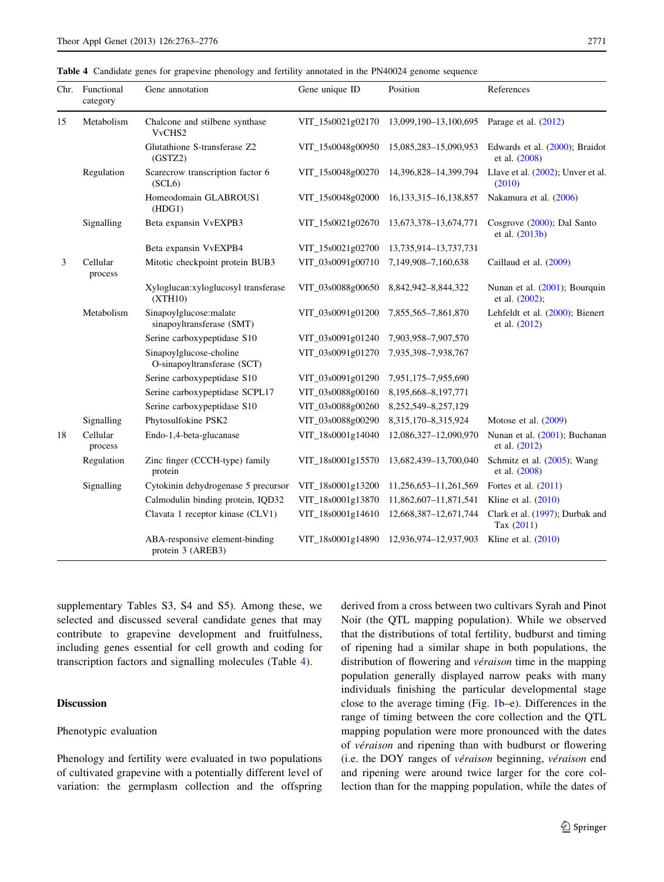Table 4 Candidate genes for grapevine phenology and fertility annotated in the PN40024 genome sequence

| Chr. | Functional category | Gene annotation | Gene unique ID | Position | References |
|---|---|---|---|---|---|
| 15 | Metabolism | Chalcone and stilbene synthase VvCHS2 | VIT_15s0021g02170 | 13,099,190–13,100,695 | Parage et al. (2012) |
| | | Glutathione S-transferase Z2 (GSTZ2) | VIT_15s0048g00950 | 15,085,283–15,090,953 | Edwards et al. (2000); Braidot et al. (2008) |
| | Regulation | Scarecrow transcription factor 6 (SCL6) | VIT_15s0048g00270 | 14,396,828–14,399,794 | Llave et al. (2002); Unver et al. (2010) |
| | | Homeodomain GLABROUS1 (HDG1) | VIT_15s0048g02000 | 16,133,315–16,138,857 | Nakamura et al. (2006) |
| | Signalling | Beta expansin VvEXPB3 | VIT_15s0021g02670 | 13,673,378–13,674,771 | Cosgrove (2000); Dal Santo et al. (2013b) |
| | | Beta expansin VvEXPB4 | VIT_15s0021g02700 | 13,735,914–13,737,731 | |
| 3 | Cellular process | Mitotic checkpoint protein BUB3 | VIT_03s0091g00710 | 7,149,908–7,160,638 | Caillaud et al. (2009) |
| | | Xyloglucan:xyloglucosyl transferase (XTH10) | VIT_03s0088g00650 | 8,842,942–8,844,322 | Nunan et al. (2001); Bourquin et al. (2002); |
| | Metabolism | Sinapoylglucose:malate sinapoyltransferase (SMT) | VIT_03s0091g01200 | 7,855,565–7,861,870 | Lehfeldt et al. (2000); Bienert et al. (2012) |
| | | Serine carboxypeptidase S10 | VIT_03s0091g01240 | 7,903,958–7,907,570 | |
| | | Sinapoylglucose-choline O-sinapoyltransferase (SCT) | VIT_03s0091g01270 | 7,935,398–7,938,767 | |
| | | Serine carboxypeptidase S10 | VIT_03s0091g01290 | 7,951,175–7,955,690 | |
| | | Serine carboxypeptidase SCPL17 | VIT_03s0088g00160 | 8,195,668–8,197,771 | |
| | | Serine carboxypeptidase S10 | VIT_03s0088g00260 | 8,252,549–8,257,129 | |
| | Signalling | Phytosulfokine PSK2 | VIT_03s0088g00290 | 8,315,170–8,315,924 | Motose et al. (2009) |
| 18 | Cellular process | Endo-1,4-beta-glucanase | VIT_18s0001g14040 | 12,086,327–12,090,970 | Nunan et al. (2001); Buchanan et al. (2012) |
| | Regulation | Zinc finger (CCCH-type) family protein | VIT_18s0001g15570 | 13,682,439–13,700,040 | Schmitz et al. (2005); Wang et al. (2008) |
| | Signalling | Cytokinin dehydrogenase 5 precursor | VIT_18s0001g13200 | 11,256,653–11,261,569 | Fortes et al. (2011) |
| | | Calmodulin binding protein, IQD32 | VIT_18s0001g13870 | 11,862,607–11,871,541 | Kline et al. (2010) |
| | | Clavata 1 receptor kinase (CLV1) | VIT_18s0001g14610 | 12,668,387–12,671,744 | Clark et al. (1997); Durbak and Tax (2011) |
| | | ABA-responsive element-binding protein 3 (AREB3) | VIT_18s0001g14890 | 12,936,974–12,937,903 | Kline et al. (2010) |

supplementary Tables S3, S4 and S5). Among these, we selected and discussed several candidate genes that may contribute to grapevine development and fruitfulness, including genes essential for cell growth and coding for transcription factors and signalling molecules (Table 4).

## Discussion

### Phenotypic evaluation

Phenology and fertility were evaluated in two populations of cultivated grapevine with a potentially different level of variation: the germplasm collection and the offspring derived from a cross between two cultivars Syrah and Pinot Noir (the QTL mapping population). While we observed that the distributions of total fertility, budburst and timing of ripening had a similar shape in both populations, the distribution of flowering and *véraison* time in the mapping population generally displayed narrow peaks with many individuals finishing the particular developmental stage close to the average timing (Fig. 1b–e). Differences in the range of timing between the core collection and the QTL mapping population were more pronounced with the dates of *véraison* and ripening than with budburst or flowering (i.e. the DOY ranges of *véraison* beginning, *véraison* end and ripening were around twice larger for the core collection than for the mapping population, while the dates of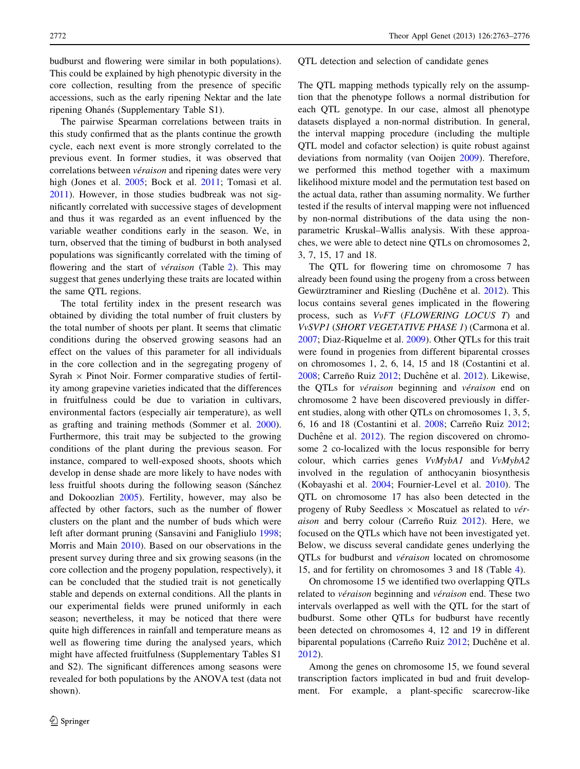budburst and flowering were similar in both populations). This could be explained by high phenotypic diversity in the core collection, resulting from the presence of specific accessions, such as the early ripening Nektar and the late ripening Ohanés (Supplementary Table S1).

The pairwise Spearman correlations between traits in this study confirmed that as the plants continue the growth cycle, each next event is more strongly correlated to the previous event. In former studies, it was observed that correlations between *véraison* and ripening dates were very high (Jones et al. 2005; Bock et al. 2011; Tomasi et al. 2011). However, in those studies budbreak was not significantly correlated with successive stages of development and thus it was regarded as an event influenced by the variable weather conditions early in the season. We, in turn, observed that the timing of budburst in both analysed populations was significantly correlated with the timing of flowering and the start of *véraison* (Table 2). This may suggest that genes underlying these traits are located within the same QTL regions.

The total fertility index in the present research was obtained by dividing the total number of fruit clusters by the total number of shoots per plant. It seems that climatic conditions during the observed growing seasons had an effect on the values of this parameter for all individuals in the core collection and in the segregating progeny of Syrah × Pinot Noir. Former comparative studies of fertility among grapevine varieties indicated that the differences in fruitfulness could be due to variation in cultivars, environmental factors (especially air temperature), as well as grafting and training methods (Sommer et al. 2000). Furthermore, this trait may be subjected to the growing conditions of the plant during the previous season. For instance, compared to well-exposed shoots, shoots which develop in dense shade are more likely to have nodes with less fruitful shoots during the following season (Sánchez and Dokoozlian 2005). Fertility, however, may also be affected by other factors, such as the number of flower clusters on the plant and the number of buds which were left after dormant pruning (Sansavini and Fanigliulo 1998; Morris and Main 2010). Based on our observations in the present survey during three and six growing seasons (in the core collection and the progeny population, respectively), it can be concluded that the studied trait is not genetically stable and depends on external conditions. All the plants in our experimental fields were pruned uniformly in each season; nevertheless, it may be noticed that there were quite high differences in rainfall and temperature means as well as flowering time during the analysed years, which might have affected fruitfulness (Supplementary Tables S1 and S2). The significant differences among seasons were revealed for both populations by the ANOVA test (data not shown).

### QTL detection and selection of candidate genes

The QTL mapping methods typically rely on the assumption that the phenotype follows a normal distribution for each QTL genotype. In our case, almost all phenotype datasets displayed a non-normal distribution. In general, the interval mapping procedure (including the multiple QTL model and cofactor selection) is quite robust against deviations from normality (van Ooijen 2009). Therefore, we performed this method together with a maximum likelihood mixture model and the permutation test based on the actual data, rather than assuming normality. We further tested if the results of interval mapping were not influenced by non-normal distributions of the data using the non-parametric Kruskal–Wallis analysis. With these approaches, we were able to detect nine QTLs on chromosomes 2, 3, 7, 15, 17 and 18.

The QTL for flowering time on chromosome 7 has already been found using the progeny from a cross between Gewürztraminer and Riesling (Duchêne et al. 2012). This locus contains several genes implicated in the flowering process, such as *VvFT* (*FLOWERING LOCUS T*) and *VvSVP1* (*SHORT VEGETATIVE PHASE 1*) (Carmona et al. 2007; Diaz-Riquelme et al. 2009). Other QTLs for this trait were found in progenies from different biparental crosses on chromosomes 1, 2, 6, 14, 15 and 18 (Costantini et al. 2008; Carreño Ruiz 2012; Duchêne et al. 2012). Likewise, the QTLs for *véraison* beginning and *véraison* end on chromosome 2 have been discovered previously in different studies, along with other QTLs on chromosomes 1, 3, 5, 6, 16 and 18 (Costantini et al. 2008; Carreño Ruiz 2012; Duchêne et al. 2012). The region discovered on chromosome 2 co-localized with the locus responsible for berry colour, which carries genes *VvMybA1* and *VvMybA2* involved in the regulation of anthocyanin biosynthesis (Kobayashi et al. 2004; Fournier-Level et al. 2010). The QTL on chromosome 17 has also been detected in the progeny of Ruby Seedless × Moscatuel as related to *véraison* and berry colour (Carreño Ruiz 2012). Here, we focused on the QTLs which have not been investigated yet. Below, we discuss several candidate genes underlying the QTLs for budburst and *véraison* located on chromosome 15, and for fertility on chromosomes 3 and 18 (Table 4).

On chromosome 15 we identified two overlapping QTLs related to *véraison* beginning and *véraison* end. These two intervals overlapped as well with the QTL for the start of budburst. Some other QTLs for budburst have recently been detected on chromosomes 4, 12 and 19 in different biparental populations (Carreño Ruiz 2012; Duchêne et al. 2012).

Among the genes on chromosome 15, we found several transcription factors implicated in bud and fruit development. For example, a plant-specific scarecrow-like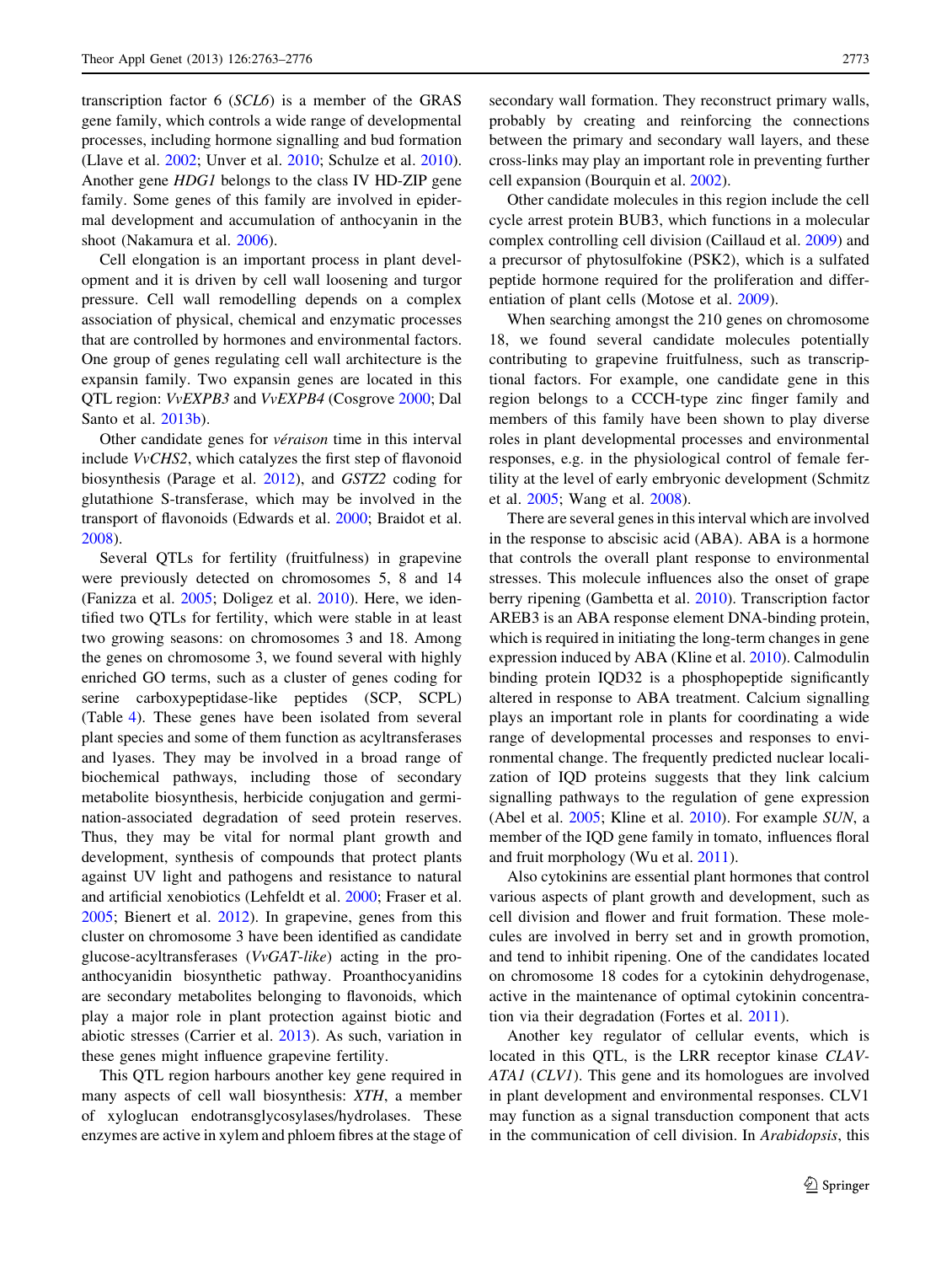transcription factor 6 (*SCL6*) is a member of the GRAS gene family, which controls a wide range of developmental processes, including hormone signalling and bud formation (Llave et al. 2002; Unver et al. 2010; Schulze et al. 2010). Another gene *HDG1* belongs to the class IV HD-ZIP gene family. Some genes of this family are involved in epidermal development and accumulation of anthocyanin in the shoot (Nakamura et al. 2006).

Cell elongation is an important process in plant development and it is driven by cell wall loosening and turgor pressure. Cell wall remodelling depends on a complex association of physical, chemical and enzymatic processes that are controlled by hormones and environmental factors. One group of genes regulating cell wall architecture is the expansin family. Two expansin genes are located in this QTL region: *VvEXPB3* and *VvEXPB4* (Cosgrove 2000; Dal Santo et al. 2013b).

Other candidate genes for *véraison* time in this interval include *VvCHS2*, which catalyzes the first step of flavonoid biosynthesis (Parage et al. 2012), and *GSTZ2* coding for glutathione S-transferase, which may be involved in the transport of flavonoids (Edwards et al. 2000; Braidot et al. 2008).

Several QTLs for fertility (fruitfulness) in grapevine were previously detected on chromosomes 5, 8 and 14 (Fanizza et al. 2005; Doligez et al. 2010). Here, we identified two QTLs for fertility, which were stable in at least two growing seasons: on chromosomes 3 and 18. Among the genes on chromosome 3, we found several with highly enriched GO terms, such as a cluster of genes coding for serine carboxypeptidase-like peptides (SCP, SCPL) (Table 4). These genes have been isolated from several plant species and some of them function as acyltransferases and lyases. They may be involved in a broad range of biochemical pathways, including those of secondary metabolite biosynthesis, herbicide conjugation and germination-associated degradation of seed protein reserves. Thus, they may be vital for normal plant growth and development, synthesis of compounds that protect plants against UV light and pathogens and resistance to natural and artificial xenobiotics (Lehfeldt et al. 2000; Fraser et al. 2005; Bienert et al. 2012). In grapevine, genes from this cluster on chromosome 3 have been identified as candidate glucose-acyltransferases (*VvGAT-like*) acting in the proanthocyanidin biosynthetic pathway. Proanthocyanidins are secondary metabolites belonging to flavonoids, which play a major role in plant protection against biotic and abiotic stresses (Carrier et al. 2013). As such, variation in these genes might influence grapevine fertility.

This QTL region harbours another key gene required in many aspects of cell wall biosynthesis: *XTH*, a member of xyloglucan endotransglycosylases/hydrolases. These enzymes are active in xylem and phloem fibres at the stage of secondary wall formation. They reconstruct primary walls, probably by creating and reinforcing the connections between the primary and secondary wall layers, and these cross-links may play an important role in preventing further cell expansion (Bourquin et al. 2002).

Other candidate molecules in this region include the cell cycle arrest protein BUB3, which functions in a molecular complex controlling cell division (Caillaud et al. 2009) and a precursor of phytosulfokine (PSK2), which is a sulfated peptide hormone required for the proliferation and differentiation of plant cells (Motose et al. 2009).

When searching amongst the 210 genes on chromosome 18, we found several candidate molecules potentially contributing to grapevine fruitfulness, such as transcriptional factors. For example, one candidate gene in this region belongs to a CCCH-type zinc finger family and members of this family have been shown to play diverse roles in plant developmental processes and environmental responses, e.g. in the physiological control of female fertility at the level of early embryonic development (Schmitz et al. 2005; Wang et al. 2008).

There are several genes in this interval which are involved in the response to abscisic acid (ABA). ABA is a hormone that controls the overall plant response to environmental stresses. This molecule influences also the onset of grape berry ripening (Gambetta et al. 2010). Transcription factor AREB3 is an ABA response element DNA-binding protein, which is required in initiating the long-term changes in gene expression induced by ABA (Kline et al. 2010). Calmodulin binding protein IQD32 is a phosphopeptide significantly altered in response to ABA treatment. Calcium signalling plays an important role in plants for coordinating a wide range of developmental processes and responses to environmental change. The frequently predicted nuclear localization of IQD proteins suggests that they link calcium signalling pathways to the regulation of gene expression (Abel et al. 2005; Kline et al. 2010). For example *SUN*, a member of the IQD gene family in tomato, influences floral and fruit morphology (Wu et al. 2011).

Also cytokinins are essential plant hormones that control various aspects of plant growth and development, such as cell division and flower and fruit formation. These molecules are involved in berry set and in growth promotion, and tend to inhibit ripening. One of the candidates located on chromosome 18 codes for a cytokinin dehydrogenase, active in the maintenance of optimal cytokinin concentration via their degradation (Fortes et al. 2011).

Another key regulator of cellular events, which is located in this QTL, is the LRR receptor kinase *CLAVATA1* (*CLV1*). This gene and its homologues are involved in plant development and environmental responses. CLV1 may function as a signal transduction component that acts in the communication of cell division. In *Arabidopsis*, this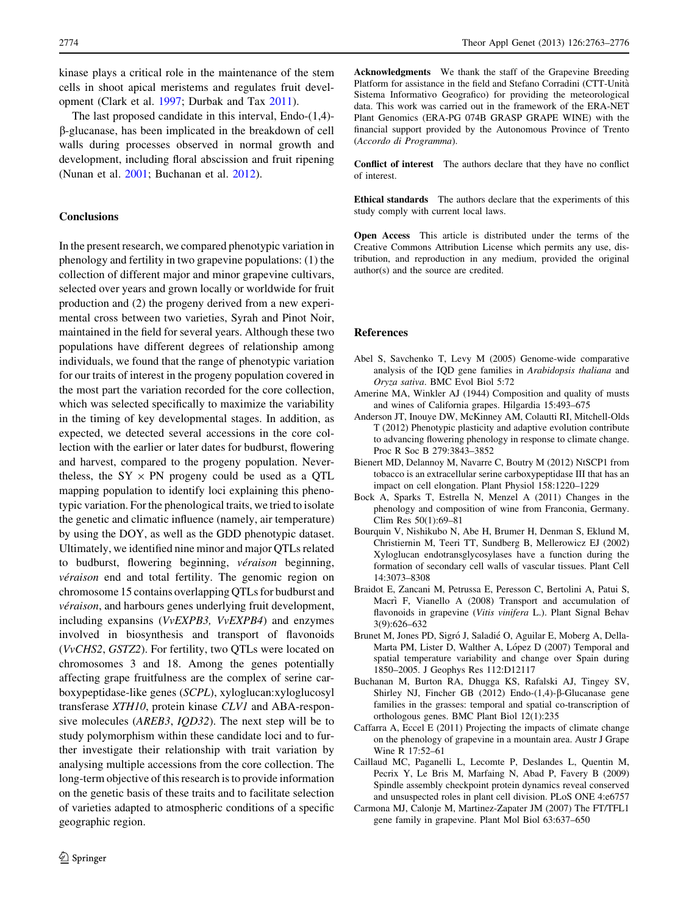kinase plays a critical role in the maintenance of the stem cells in shoot apical meristems and regulates fruit development (Clark et al. 1997; Durbak and Tax 2011).

The last proposed candidate in this interval, Endo-(1,4)-β-glucanase, has been implicated in the breakdown of cell walls during processes observed in normal growth and development, including floral abscission and fruit ripening (Nunan et al. 2001; Buchanan et al. 2012).

## Conclusions

In the present research, we compared phenotypic variation in phenology and fertility in two grapevine populations: (1) the collection of different major and minor grapevine cultivars, selected over years and grown locally or worldwide for fruit production and (2) the progeny derived from a new experimental cross between two varieties, Syrah and Pinot Noir, maintained in the field for several years. Although these two populations have different degrees of relationship among individuals, we found that the range of phenotypic variation for our traits of interest in the progeny population covered in the most part the variation recorded for the core collection, which was selected specifically to maximize the variability in the timing of key developmental stages. In addition, as expected, we detected several accessions in the core collection with the earlier or later dates for budburst, flowering and harvest, compared to the progeny population. Nevertheless, the SY × PN progeny could be used as a QTL mapping population to identify loci explaining this phenotypic variation. For the phenological traits, we tried to isolate the genetic and climatic influence (namely, air temperature) by using the DOY, as well as the GDD phenotypic dataset. Ultimately, we identified nine minor and major QTLs related to budburst, flowering beginning, *véraison* beginning, *véraison* end and total fertility. The genomic region on chromosome 15 contains overlapping QTLs for budburst and *véraison*, and harbours genes underlying fruit development, including expansins (*VvEXPB3, VvEXPB4*) and enzymes involved in biosynthesis and transport of flavonoids (*VvCHS2*, *GSTZ2*). For fertility, two QTLs were located on chromosomes 3 and 18. Among the genes potentially affecting grape fruitfulness are the complex of serine carboxypeptidase-like genes (*SCPL*), xyloglucan:xyloglucosyl transferase *XTH10*, protein kinase *CLV1* and ABA-responsive molecules (*AREB3*, *IQD32*). The next step will be to study polymorphism within these candidate loci and to further investigate their relationship with trait variation by analysing multiple accessions from the core collection. The long-term objective of this research is to provide information on the genetic basis of these traits and to facilitate selection of varieties adapted to atmospheric conditions of a specific geographic region.

**Acknowledgments** We thank the staff of the Grapevine Breeding Platform for assistance in the field and Stefano Corradini (CTT-Unità Sistema Informativo Geografico) for providing the meteorological data. This work was carried out in the framework of the ERA-NET Plant Genomics (ERA-PG 074B GRASP GRAPE WINE) with the financial support provided by the Autonomous Province of Trento (*Accordo di Programma*).

**Conflict of interest** The authors declare that they have no conflict of interest.

**Ethical standards** The authors declare that the experiments of this study comply with current local laws.

**Open Access** This article is distributed under the terms of the Creative Commons Attribution License which permits any use, distribution, and reproduction in any medium, provided the original author(s) and the source are credited.

## References

Abel S, Savchenko T, Levy M (2005) Genome-wide comparative analysis of the IQD gene families in *Arabidopsis thaliana* and *Oryza sativa*. BMC Evol Biol 5:72

Amerine MA, Winkler AJ (1944) Composition and quality of musts and wines of California grapes. Hilgardia 15:493–675

Anderson JT, Inouye DW, McKinney AM, Colautti RI, Mitchell-Olds T (2012) Phenotypic plasticity and adaptive evolution contribute to advancing flowering phenology in response to climate change. Proc R Soc B 279:3843–3852

Bienert MD, Delannoy M, Navarre C, Boutry M (2012) NtSCP1 from tobacco is an extracellular serine carboxypeptidase III that has an impact on cell elongation. Plant Physiol 158:1220–1229

Bock A, Sparks T, Estrella N, Menzel A (2011) Changes in the phenology and composition of wine from Franconia, Germany. Clim Res 50(1):69–81

Bourquin V, Nishikubo N, Abe H, Brumer H, Denman S, Eklund M, Christiernin M, Teeri TT, Sundberg B, Mellerowicz EJ (2002) Xyloglucan endotransglycosylases have a function during the formation of secondary cell walls of vascular tissues. Plant Cell 14:3073–8308

Braidot E, Zancani M, Petrussa E, Peresson C, Bertolini A, Patui S, Macrì F, Vianello A (2008) Transport and accumulation of flavonoids in grapevine (*Vitis vinifera* L.). Plant Signal Behav 3(9):626–632

Brunet M, Jones PD, Sigró J, Saladié O, Aguilar E, Moberg A, Della-Marta PM, Lister D, Walther A, López D (2007) Temporal and spatial temperature variability and change over Spain during 1850–2005. J Geophys Res 112:D12117

Buchanan M, Burton RA, Dhugga KS, Rafalski AJ, Tingey SV, Shirley NJ, Fincher GB (2012) Endo-(1,4)-β-Glucanase gene families in the grasses: temporal and spatial co-transcription of orthologous genes. BMC Plant Biol 12(1):235

Caffarra A, Eccel E (2011) Projecting the impacts of climate change on the phenology of grapevine in a mountain area. Austr J Grape Wine R 17:52–61

Caillaud MC, Paganelli L, Lecomte P, Deslandes L, Quentin M, Pecrix Y, Le Bris M, Marfaing N, Abad P, Favery B (2009) Spindle assembly checkpoint protein dynamics reveal conserved and unsuspected roles in plant cell division. PLoS ONE 4:e6757

Carmona MJ, Calonje M, Martinez-Zapater JM (2007) The FT/TFL1 gene family in grapevine. Plant Mol Biol 63:637–650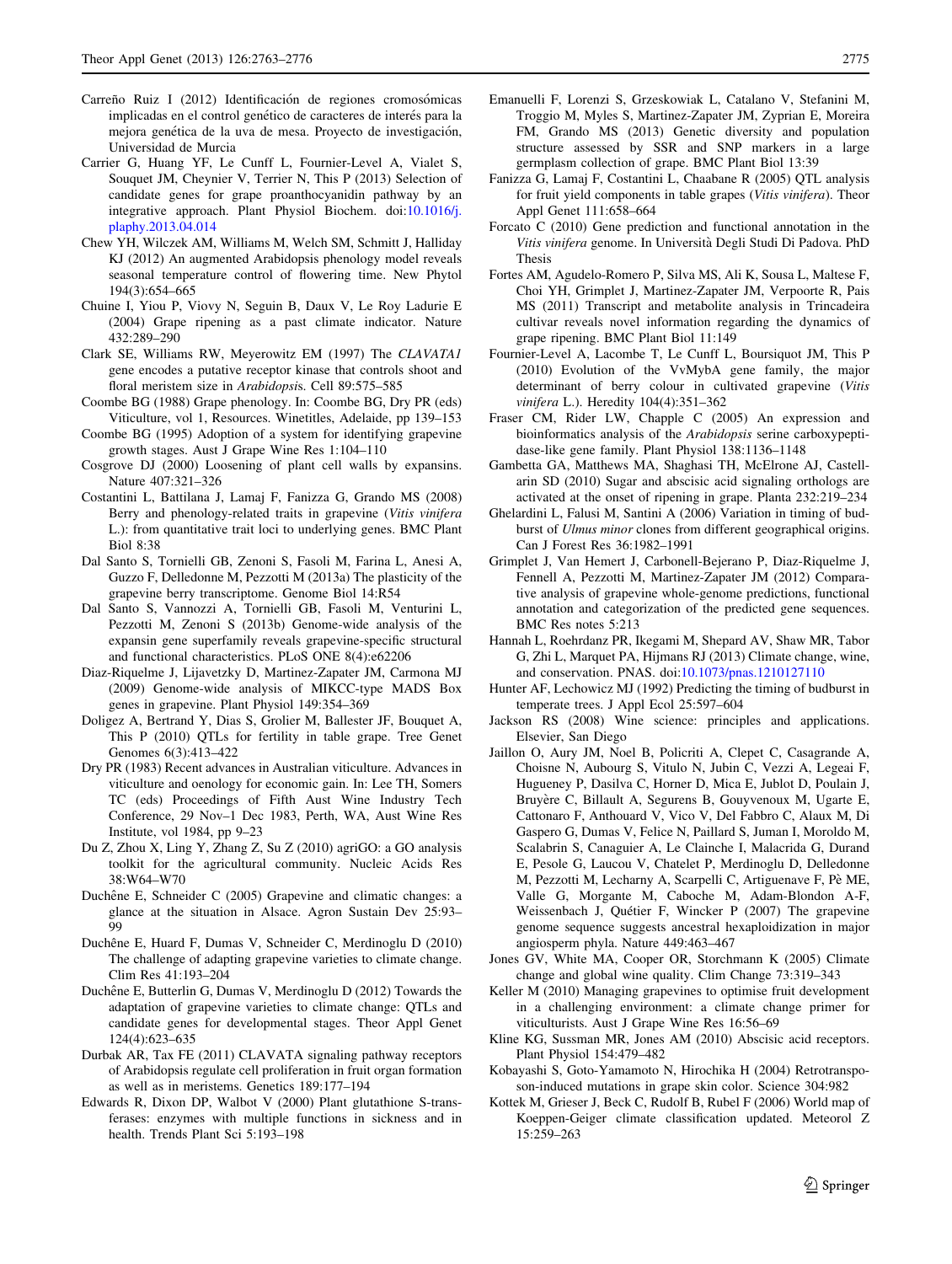Carreño Ruiz I (2012) Identificación de regiones cromosómicas implicadas en el control genético de caracteres de interés para la mejora genética de la uva de mesa. Proyecto de investigación, Universidad de Murcia

Carrier G, Huang YF, Le Cunff L, Fournier-Level A, Vialet S, Souquet JM, Cheynier V, Terrier N, This P (2013) Selection of candidate genes for grape proanthocyanidin pathway by an integrative approach. Plant Physiol Biochem. doi:10.1016/j.plaphy.2013.04.014

Chew YH, Wilczek AM, Williams M, Welch SM, Schmitt J, Halliday KJ (2012) An augmented Arabidopsis phenology model reveals seasonal temperature control of flowering time. New Phytol 194(3):654–665

Chuine I, Yiou P, Viovy N, Seguin B, Daux V, Le Roy Ladurie E (2004) Grape ripening as a past climate indicator. Nature 432:289–290

Clark SE, Williams RW, Meyerowitz EM (1997) The *CLAVATA1* gene encodes a putative receptor kinase that controls shoot and floral meristem size in *Arabidopsis*. Cell 89:575–585

Coombe BG (1988) Grape phenology. In: Coombe BG, Dry PR (eds) Viticulture, vol 1, Resources. Winetitles, Adelaide, pp 139–153

Coombe BG (1995) Adoption of a system for identifying grapevine growth stages. Aust J Grape Wine Res 1:104–110

Cosgrove DJ (2000) Loosening of plant cell walls by expansins. Nature 407:321–326

Costantini L, Battilana J, Lamaj F, Fanizza G, Grando MS (2008) Berry and phenology-related traits in grapevine (*Vitis vinifera* L.): from quantitative trait loci to underlying genes. BMC Plant Biol 8:38

Dal Santo S, Tornielli GB, Zenoni S, Fasoli M, Farina L, Anesi A, Guzzo F, Delledonne M, Pezzotti M (2013a) The plasticity of the grapevine berry transcriptome. Genome Biol 14:R54

Dal Santo S, Vannozzi A, Tornielli GB, Fasoli M, Venturini L, Pezzotti M, Zenoni S (2013b) Genome-wide analysis of the expansin gene superfamily reveals grapevine-specific structural and functional characteristics. PLoS ONE 8(4):e62206

Diaz-Riquelme J, Lijavetzky D, Martinez-Zapater JM, Carmona MJ (2009) Genome-wide analysis of MIKCC-type MADS Box genes in grapevine. Plant Physiol 149:354–369

Doligez A, Bertrand Y, Dias S, Grolier M, Ballester JF, Bouquet A, This P (2010) QTLs for fertility in table grape. Tree Genet Genomes 6(3):413–422

Dry PR (1983) Recent advances in Australian viticulture. Advances in viticulture and oenology for economic gain. In: Lee TH, Somers TC (eds) Proceedings of Fifth Aust Wine Industry Tech Conference, 29 Nov–1 Dec 1983, Perth, WA, Aust Wine Res Institute, vol 1984, pp 9–23

Du Z, Zhou X, Ling Y, Zhang Z, Su Z (2010) agriGO: a GO analysis toolkit for the agricultural community. Nucleic Acids Res 38:W64–W70

Duchêne E, Schneider C (2005) Grapevine and climatic changes: a glance at the situation in Alsace. Agron Sustain Dev 25:93–99

Duchêne E, Huard F, Dumas V, Schneider C, Merdinoglu D (2010) The challenge of adapting grapevine varieties to climate change. Clim Res 41:193–204

Duchêne E, Butterlin G, Dumas V, Merdinoglu D (2012) Towards the adaptation of grapevine varieties to climate change: QTLs and candidate genes for developmental stages. Theor Appl Genet 124(4):623–635

Durbak AR, Tax FE (2011) CLAVATA signaling pathway receptors of Arabidopsis regulate cell proliferation in fruit organ formation as well as in meristems. Genetics 189:177–194

Edwards R, Dixon DP, Walbot V (2000) Plant glutathione S-transferases: enzymes with multiple functions in sickness and in health. Trends Plant Sci 5:193–198

Emanuelli F, Lorenzi S, Grzeskowiak L, Catalano V, Stefanini M, Troggio M, Myles S, Martinez-Zapater JM, Zyprian E, Moreira FM, Grando MS (2013) Genetic diversity and population structure assessed by SSR and SNP markers in a large germplasm collection of grape. BMC Plant Biol 13:39

Fanizza G, Lamaj F, Costantini L, Chaabane R (2005) QTL analysis for fruit yield components in table grapes (*Vitis vinifera*). Theor Appl Genet 111:658–664

Forcato C (2010) Gene prediction and functional annotation in the *Vitis vinifera* genome. In Università Degli Studi Di Padova. PhD Thesis

Fortes AM, Agudelo-Romero P, Silva MS, Ali K, Sousa L, Maltese F, Choi YH, Grimplet J, Martinez-Zapater JM, Verpoorte R, Pais MS (2011) Transcript and metabolite analysis in Trincadeira cultivar reveals novel information regarding the dynamics of grape ripening. BMC Plant Biol 11:149

Fournier-Level A, Lacombe T, Le Cunff L, Boursiquot JM, This P (2010) Evolution of the VvMybA gene family, the major determinant of berry colour in cultivated grapevine (*Vitis vinifera* L.). Heredity 104(4):351–362

Fraser CM, Rider LW, Chapple C (2005) An expression and bioinformatics analysis of the *Arabidopsis* serine carboxypeptidase-like gene family. Plant Physiol 138:1136–1148

Gambetta GA, Matthews MA, Shaghasi TH, McElrone AJ, Castellarin SD (2010) Sugar and abscisic acid signaling orthologs are activated at the onset of ripening in grape. Planta 232:219–234

Ghelardini L, Falusi M, Santini A (2006) Variation in timing of budburst of *Ulmus minor* clones from different geographical origins. Can J Forest Res 36:1982–1991

Grimplet J, Van Hemert J, Carbonell-Bejerano P, Diaz-Riquelme J, Fennell A, Pezzotti M, Martinez-Zapater JM (2012) Comparative analysis of grapevine whole-genome predictions, functional annotation and categorization of the predicted gene sequences. BMC Res notes 5:213

Hannah L, Roehrdanz PR, Ikegami M, Shepard AV, Shaw MR, Tabor G, Zhi L, Marquet PA, Hijmans RJ (2013) Climate change, wine, and conservation. PNAS. doi:10.1073/pnas.1210127110

Hunter AF, Lechowicz MJ (1992) Predicting the timing of budburst in temperate trees. J Appl Ecol 25:597–604

Jackson RS (2008) Wine science: principles and applications. Elsevier, San Diego

Jaillon O, Aury JM, Noel B, Policriti A, Clepet C, Casagrande A, Choisne N, Aubourg S, Vitulo N, Jubin C, Vezzi A, Legeai F, Hugueney P, Dasilva C, Horner D, Mica E, Jublot D, Poulain J, Bruyère C, Billault A, Segurens B, Gouyvenoux M, Ugarte E, Cattonaro F, Anthouard V, Vico V, Del Fabbro C, Alaux M, Di Gaspero G, Dumas V, Felice N, Paillard S, Juman I, Moroldo M, Scalabrin S, Canaguier A, Le Clainche I, Malacrida G, Durand E, Pesole G, Laucou V, Chatelet P, Merdinoglu D, Delledonne M, Pezzotti M, Lecharny A, Scarpelli C, Artiguenave F, Pè ME, Valle G, Morgante M, Caboche M, Adam-Blondon A-F, Weissenbach J, Quétier F, Wincker P (2007) The grapevine genome sequence suggests ancestral hexaploidization in major angiosperm phyla. Nature 449:463–467

Jones GV, White MA, Cooper OR, Storchmann K (2005) Climate change and global wine quality. Clim Change 73:319–343

Keller M (2010) Managing grapevines to optimise fruit development in a challenging environment: a climate change primer for viticulturists. Aust J Grape Wine Res 16:56–69

Kline KG, Sussman MR, Jones AM (2010) Abscisic acid receptors. Plant Physiol 154:479–482

Kobayashi S, Goto-Yamamoto N, Hirochika H (2004) Retrotransposon-induced mutations in grape skin color. Science 304:982

Kottek M, Grieser J, Beck C, Rudolf B, Rubel F (2006) World map of Koeppen-Geiger climate classification updated. Meteorol Z 15:259–263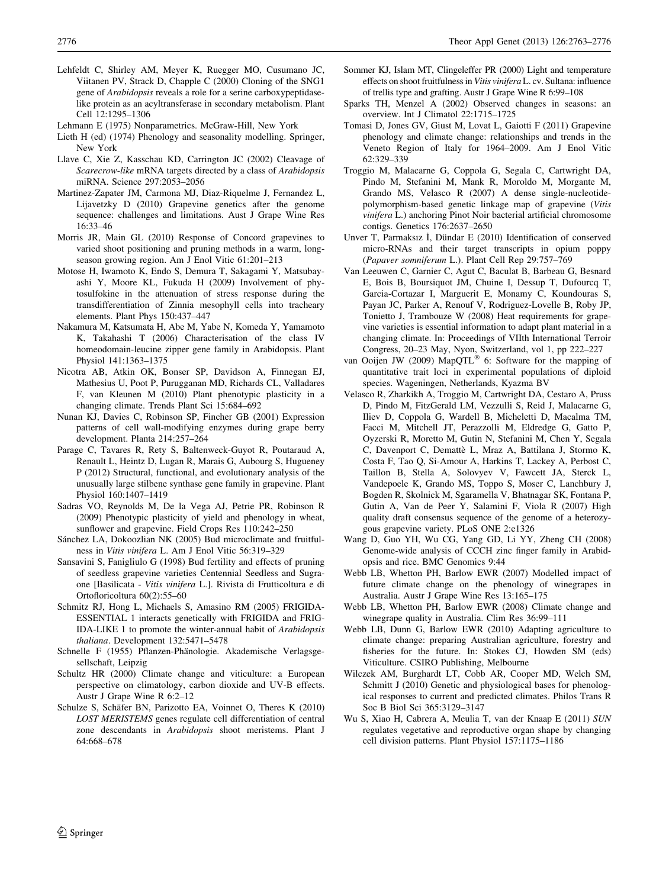Lehfeldt C, Shirley AM, Meyer K, Ruegger MO, Cusumano JC, Viitanen PV, Strack D, Chapple C (2000) Cloning of the SNG1 gene of *Arabidopsis* reveals a role for a serine carboxypeptidase-like protein as an acyltransferase in secondary metabolism. Plant Cell 12:1295–1306

Lehmann E (1975) Nonparametrics. McGraw-Hill, New York

Lieth H (ed) (1974) Phenology and seasonality modelling. Springer, New York

Llave C, Xie Z, Kasschau KD, Carrington JC (2002) Cleavage of *Scarecrow-like* mRNA targets directed by a class of *Arabidopsis* miRNA. Science 297:2053–2056

Martinez-Zapater JM, Carmona MJ, Diaz-Riquelme J, Fernandez L, Lijavetzky D (2010) Grapevine genetics after the genome sequence: challenges and limitations. Aust J Grape Wine Res 16:33–46

Morris JR, Main GL (2010) Response of Concord grapevines to varied shoot positioning and pruning methods in a warm, long-season growing region. Am J Enol Vitic 61:201–213

Motose H, Iwamoto K, Endo S, Demura T, Sakagami Y, Matsubayashi Y, Moore KL, Fukuda H (2009) Involvement of phytosulfokine in the attenuation of stress response during the transdifferentiation of Zinnia mesophyll cells into tracheary elements. Plant Phys 150:437–447

Nakamura M, Katsumata H, Abe M, Yabe N, Komeda Y, Yamamoto K, Takahashi T (2006) Characterisation of the class IV homeodomain-leucine zipper gene family in Arabidopsis. Plant Physiol 141:1363–1375

Nicotra AB, Atkin OK, Bonser SP, Davidson A, Finnegan EJ, Mathesius U, Poot P, Purugganan MD, Richards CL, Valladares F, van Kleunen M (2010) Plant phenotypic plasticity in a changing climate. Trends Plant Sci 15:684–692

Nunan KJ, Davies C, Robinson SP, Fincher GB (2001) Expression patterns of cell wall-modifying enzymes during grape berry development. Planta 214:257–264

Parage C, Tavares R, Rety S, Baltenweck-Guyot R, Poutaraud A, Renault L, Heintz D, Lugan R, Marais G, Aubourg S, Hugueney P (2012) Structural, functional, and evolutionary analysis of the unusually large stilbene synthase gene family in grapevine. Plant Physiol 160:1407–1419

Sadras VO, Reynolds M, De la Vega AJ, Petrie PR, Robinson R (2009) Phenotypic plasticity of yield and phenology in wheat, sunflower and grapevine. Field Crops Res 110:242–250

Sánchez LA, Dokoozlian NK (2005) Bud microclimate and fruitfulness in *Vitis vinifera* L. Am J Enol Vitic 56:319–329

Sansavini S, Fanigliulo G (1998) Bud fertility and effects of pruning of seedless grapevine varieties Centennial Seedless and Sugraone [Basilicata - *Vitis vinifera* L.]. Rivista di Frutticoltura e di Ortofloricoltura 60(2):55–60

Schmitz RJ, Hong L, Michaels S, Amasino RM (2005) FRIGIDA-ESSENTIAL 1 interacts genetically with FRIGIDA and FRIGIDA-LIKE 1 to promote the winter-annual habit of *Arabidopsis thaliana*. Development 132:5471–5478

Schnelle F (1955) Pflanzen-Phänologie. Akademische Verlagsgesellschaft, Leipzig

Schultz HR (2000) Climate change and viticulture: a European perspective on climatology, carbon dioxide and UV-B effects. Austr J Grape Wine R 6:2–12

Schulze S, Schäfer BN, Parizotto EA, Voinnet O, Theres K (2010) *LOST MERISTEMS* genes regulate cell differentiation of central zone descendants in *Arabidopsis* shoot meristems. Plant J 64:668–678

Sommer KJ, Islam MT, Clingeleffer PR (2000) Light and temperature effects on shoot fruitfulness in *Vitis vinifera* L. cv. Sultana: influence of trellis type and grafting. Austr J Grape Wine R 6:99–108

Sparks TH, Menzel A (2002) Observed changes in seasons: an overview. Int J Climatol 22:1715–1725

Tomasi D, Jones GV, Giust M, Lovat L, Gaiotti F (2011) Grapevine phenology and climate change: relationships and trends in the Veneto Region of Italy for 1964–2009. Am J Enol Vitic 62:329–339

Troggio M, Malacarne G, Coppola G, Segala C, Cartwright DA, Pindo M, Stefanini M, Mank R, Moroldo M, Morgante M, Grando MS, Velasco R (2007) A dense single-nucleotide-polymorphism-based genetic linkage map of grapevine (*Vitis vinifera* L.) anchoring Pinot Noir bacterial artificial chromosome contigs. Genetics 176:2637–2650

Unver T, Parmaksız İ, Dündar E (2010) Identification of conserved micro-RNAs and their target transcripts in opium poppy (*Papaver somniferum* L.). Plant Cell Rep 29:757–769

Van Leeuwen C, Garnier C, Agut C, Baculat B, Barbeau G, Besnard E, Bois B, Boursiquot JM, Chuine I, Dessup T, Dufourcq T, Garcia-Cortazar I, Marguerit E, Monamy C, Koundouras S, Payan JC, Parker A, Renouf V, Rodriguez-Lovelle B, Roby JP, Tonietto J, Trambouze W (2008) Heat requirements for grapevine varieties is essential information to adapt plant material in a changing climate. In: Proceedings of VIIth International Terroir Congress, 20–23 May, Nyon, Switzerland, vol 1, pp 222–227

van Ooijen JW (2009) MapQTL® 6: Software for the mapping of quantitative trait loci in experimental populations of diploid species. Wageningen, Netherlands, Kyazma BV

Velasco R, Zharkikh A, Troggio M, Cartwright DA, Cestaro A, Pruss D, Pindo M, FitzGerald LM, Vezzulli S, Reid J, Malacarne G, Iliev D, Coppola G, Wardell B, Micheletti D, Macalma TM, Facci M, Mitchell JT, Perazzolli M, Eldredge G, Gatto P, Oyzerski R, Moretto M, Gutin N, Stefanini M, Chen Y, Segala C, Davenport C, Demattè L, Mraz A, Battilana J, Stormo K, Costa F, Tao Q, Si-Amour A, Harkins T, Lackey A, Perbost C, Taillon B, Stella A, Solovyev V, Fawcett JA, Sterck L, Vandepoele K, Grando MS, Toppo S, Moser C, Lanchbury J, Bogden R, Skolnick M, Sgaramella V, Bhatnagar SK, Fontana P, Gutin A, Van de Peer Y, Salamini F, Viola R (2007) High quality draft consensus sequence of the genome of a heterozygous grapevine variety. PLoS ONE 2:e1326

Wang D, Guo YH, Wu CG, Yang GD, Li YY, Zheng CH (2008) Genome-wide analysis of CCCH zinc finger family in Arabidopsis and rice. BMC Genomics 9:44

Webb LB, Whetton PH, Barlow EWR (2007) Modelled impact of future climate change on the phenology of winegrapes in Australia. Austr J Grape Wine Res 13:165–175

Webb LB, Whetton PH, Barlow EWR (2008) Climate change and winegrape quality in Australia. Clim Res 36:99–111

Webb LB, Dunn G, Barlow EWR (2010) Adapting agriculture to climate change: preparing Australian agriculture, forestry and fisheries for the future. In: Stokes CJ, Howden SM (eds) Viticulture. CSIRO Publishing, Melbourne

Wilczek AM, Burghardt LT, Cobb AR, Cooper MD, Welch SM, Schmitt J (2010) Genetic and physiological bases for phenological responses to current and predicted climates. Philos Trans R Soc B Biol Sci 365:3129–3147

Wu S, Xiao H, Cabrera A, Meulia T, van der Knaap E (2011) *SUN* regulates vegetative and reproductive organ shape by changing cell division patterns. Plant Physiol 157:1175–1186